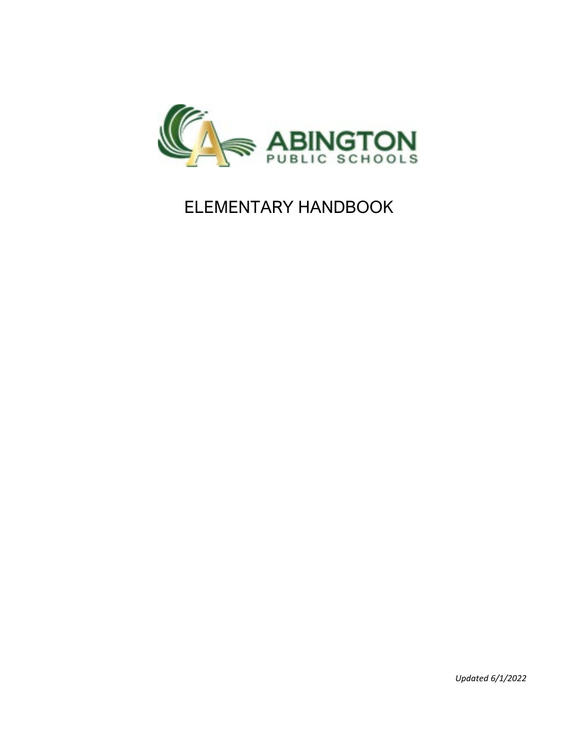ABINGTON
PUBLIC SCHOOLS

# ELEMENTARY HANDBOOK

*Updated 6/1/2022*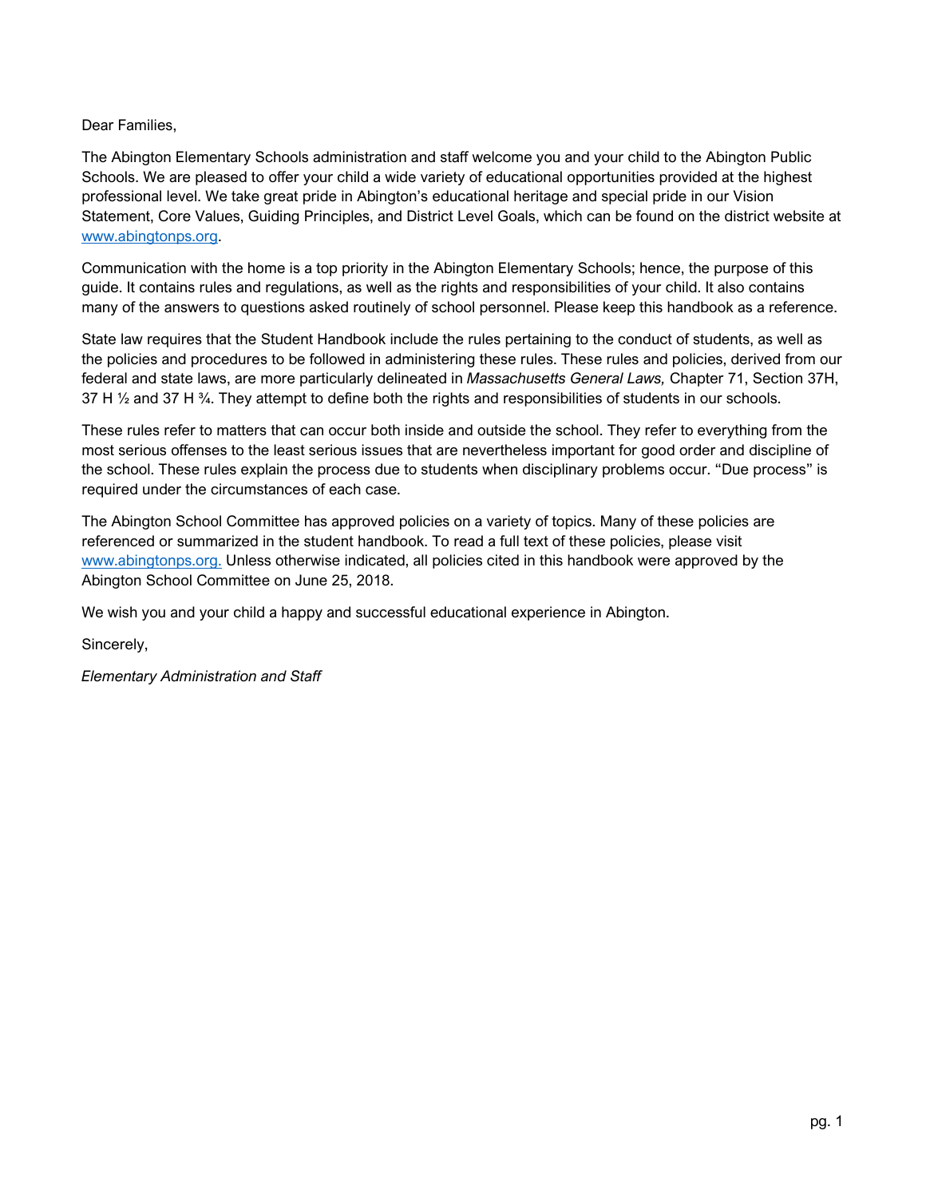Dear Families,

The Abington Elementary Schools administration and staff welcome you and your child to the Abington Public Schools. We are pleased to offer your child a wide variety of educational opportunities provided at the highest professional level. We take great pride in Abington's educational heritage and special pride in our Vision Statement, Core Values, Guiding Principles, and District Level Goals, which can be found on the district website at [www.abingtonps.org](http://www.abingtonps.org).

Communication with the home is a top priority in the Abington Elementary Schools; hence, the purpose of this guide. It contains rules and regulations, as well as the rights and responsibilities of your child. It also contains many of the answers to questions asked routinely of school personnel. Please keep this handbook as a reference.

State law requires that the Student Handbook include the rules pertaining to the conduct of students, as well as the policies and procedures to be followed in administering these rules. These rules and policies, derived from our federal and state laws, are more particularly delineated in *Massachusetts General Laws,* Chapter 71, Section 37H, 37 H ½ and 37 H ¾. They attempt to define both the rights and responsibilities of students in our schools.

These rules refer to matters that can occur both inside and outside the school. They refer to everything from the most serious offenses to the least serious issues that are nevertheless important for good order and discipline of the school. These rules explain the process due to students when disciplinary problems occur. "Due process" is required under the circumstances of each case.

The Abington School Committee has approved policies on a variety of topics. Many of these policies are referenced or summarized in the student handbook. To read a full text of these policies, please visit [www.abingtonps.org.](http://www.abingtonps.org) Unless otherwise indicated, all policies cited in this handbook were approved by the Abington School Committee on June 25, 2018.

We wish you and your child a happy and successful educational experience in Abington.

Sincerely,

*Elementary Administration and Staff*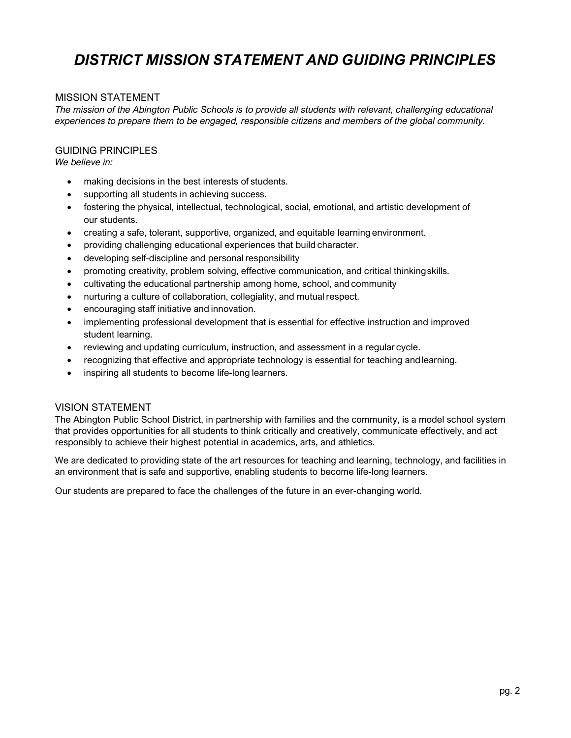# *DISTRICT MISSION STATEMENT AND GUIDING PRINCIPLES*

## MISSION STATEMENT

*The mission of the Abington Public Schools is to provide all students with relevant, challenging educational experiences to prepare them to be engaged, responsible citizens and members of the global community.*

## GUIDING PRINCIPLES

*We believe in:*

- making decisions in the best interests of students.
- supporting all students in achieving success.
- fostering the physical, intellectual, technological, social, emotional, and artistic development of our students.
- creating a safe, tolerant, supportive, organized, and equitable learning environment.
- providing challenging educational experiences that build character.
- developing self-discipline and personal responsibility
- promoting creativity, problem solving, effective communication, and critical thinking skills.
- cultivating the educational partnership among home, school, and community
- nurturing a culture of collaboration, collegiality, and mutual respect.
- encouraging staff initiative and innovation.
- implementing professional development that is essential for effective instruction and improved student learning.
- reviewing and updating curriculum, instruction, and assessment in a regular cycle.
- recognizing that effective and appropriate technology is essential for teaching and learning.
- inspiring all students to become life-long learners.

## VISION STATEMENT

The Abington Public School District, in partnership with families and the community, is a model school system that provides opportunities for all students to think critically and creatively, communicate effectively, and act responsibly to achieve their highest potential in academics, arts, and athletics.

We are dedicated to providing state of the art resources for teaching and learning, technology, and facilities in an environment that is safe and supportive, enabling students to become life-long learners.

Our students are prepared to face the challenges of the future in an ever-changing world.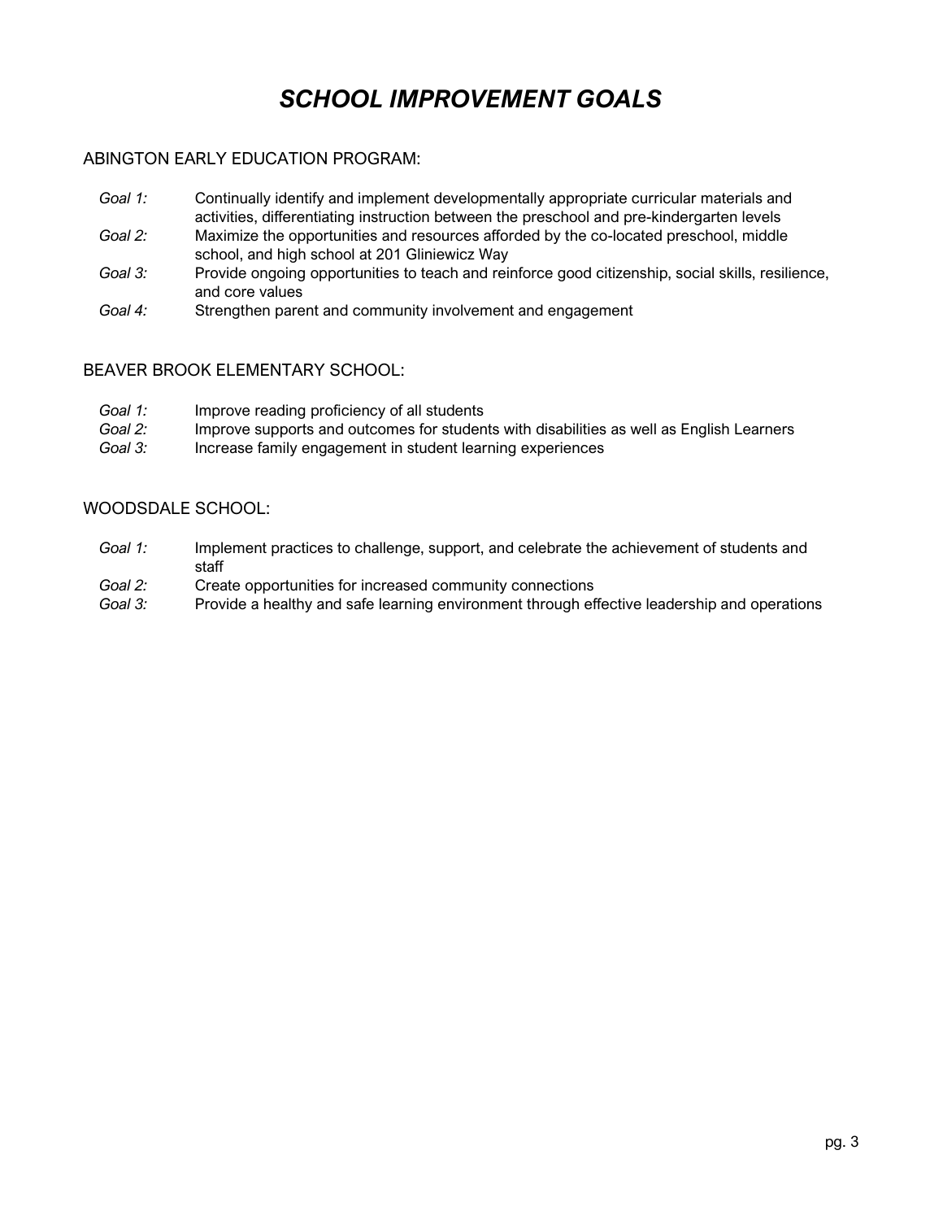# *SCHOOL IMPROVEMENT GOALS*

## ABINGTON EARLY EDUCATION PROGRAM:

- *Goal 1:* Continually identify and implement developmentally appropriate curricular materials and activities, differentiating instruction between the preschool and pre-kindergarten levels
- *Goal 2:* Maximize the opportunities and resources afforded by the co-located preschool, middle school, and high school at 201 Gliniewicz Way
- *Goal 3:* Provide ongoing opportunities to teach and reinforce good citizenship, social skills, resilience, and core values
- *Goal 4:* Strengthen parent and community involvement and engagement

## BEAVER BROOK ELEMENTARY SCHOOL:

- *Goal 1:* Improve reading proficiency of all students
- *Goal 2:* Improve supports and outcomes for students with disabilities as well as English Learners
- *Goal 3:* Increase family engagement in student learning experiences

## WOODSDALE SCHOOL:

- *Goal 1:* Implement practices to challenge, support, and celebrate the achievement of students and staff
- *Goal 2:* Create opportunities for increased community connections
- *Goal 3:* Provide a healthy and safe learning environment through effective leadership and operations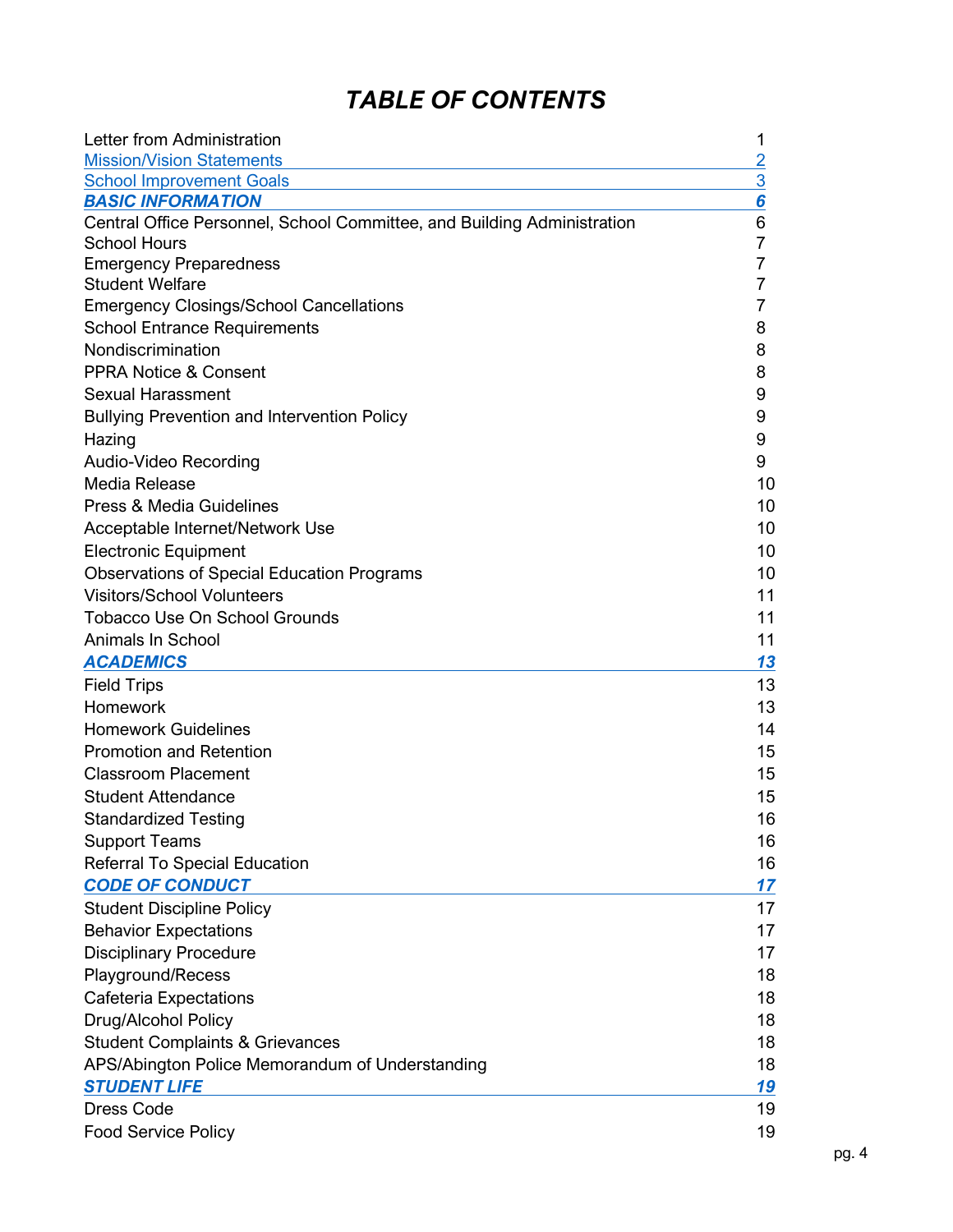# *TABLE OF CONTENTS*

| | |
|---|---|
| Letter from Administration | 1 |
| Mission/Vision Statements | 2 |
| School Improvement Goals | 3 |
| ***BASIC INFORMATION*** | ***6*** |
| Central Office Personnel, School Committee, and Building Administration | 6 |
| School Hours | 7 |
| Emergency Preparedness | 7 |
| Student Welfare | 7 |
| Emergency Closings/School Cancellations | 7 |
| School Entrance Requirements | 8 |
| Nondiscrimination | 8 |
| PPRA Notice & Consent | 8 |
| Sexual Harassment | 9 |
| Bullying Prevention and Intervention Policy | 9 |
| Hazing | 9 |
| Audio-Video Recording | 9 |
| Media Release | 10 |
| Press & Media Guidelines | 10 |
| Acceptable Internet/Network Use | 10 |
| Electronic Equipment | 10 |
| Observations of Special Education Programs | 10 |
| Visitors/School Volunteers | 11 |
| Tobacco Use On School Grounds | 11 |
| Animals In School | 11 |
| ***ACADEMICS*** | ***13*** |
| Field Trips | 13 |
| Homework | 13 |
| Homework Guidelines | 14 |
| Promotion and Retention | 15 |
| Classroom Placement | 15 |
| Student Attendance | 15 |
| Standardized Testing | 16 |
| Support Teams | 16 |
| Referral To Special Education | 16 |
| ***CODE OF CONDUCT*** | ***17*** |
| Student Discipline Policy | 17 |
| Behavior Expectations | 17 |
| Disciplinary Procedure | 17 |
| Playground/Recess | 18 |
| Cafeteria Expectations | 18 |
| Drug/Alcohol Policy | 18 |
| Student Complaints & Grievances | 18 |
| APS/Abington Police Memorandum of Understanding | 18 |
| ***STUDENT LIFE*** | ***19*** |
| Dress Code | 19 |
| Food Service Policy | 19 |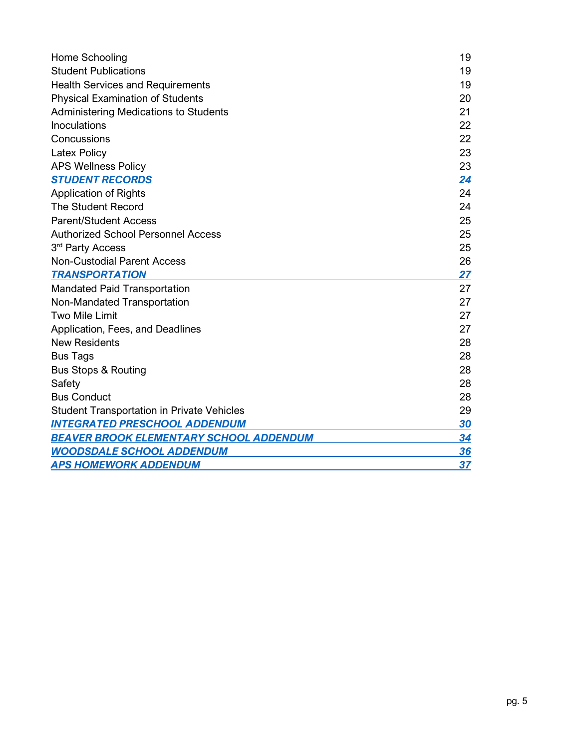| | |
|---|---|
| Home Schooling | 19 |
| Student Publications | 19 |
| Health Services and Requirements | 19 |
| Physical Examination of Students | 20 |
| Administering Medications to Students | 21 |
| Inoculations | 22 |
| Concussions | 22 |
| Latex Policy | 23 |
| APS Wellness Policy | 23 |
| ***STUDENT RECORDS*** | ***24*** |
| Application of Rights | 24 |
| The Student Record | 24 |
| Parent/Student Access | 25 |
| Authorized School Personnel Access | 25 |
| 3rd Party Access | 25 |
| Non-Custodial Parent Access | 26 |
| ***TRANSPORTATION*** | ***27*** |
| Mandated Paid Transportation | 27 |
| Non-Mandated Transportation | 27 |
| Two Mile Limit | 27 |
| Application, Fees, and Deadlines | 27 |
| New Residents | 28 |
| Bus Tags | 28 |
| Bus Stops & Routing | 28 |
| Safety | 28 |
| Bus Conduct | 28 |
| Student Transportation in Private Vehicles | 29 |
| ***INTEGRATED PRESCHOOL ADDENDUM*** | ***30*** |
| ***BEAVER BROOK ELEMENTARY SCHOOL ADDENDUM*** | ***34*** |
| ***WOODSDALE SCHOOL ADDENDUM*** | ***36*** |
| ***APS HOMEWORK ADDENDUM*** | ***37*** |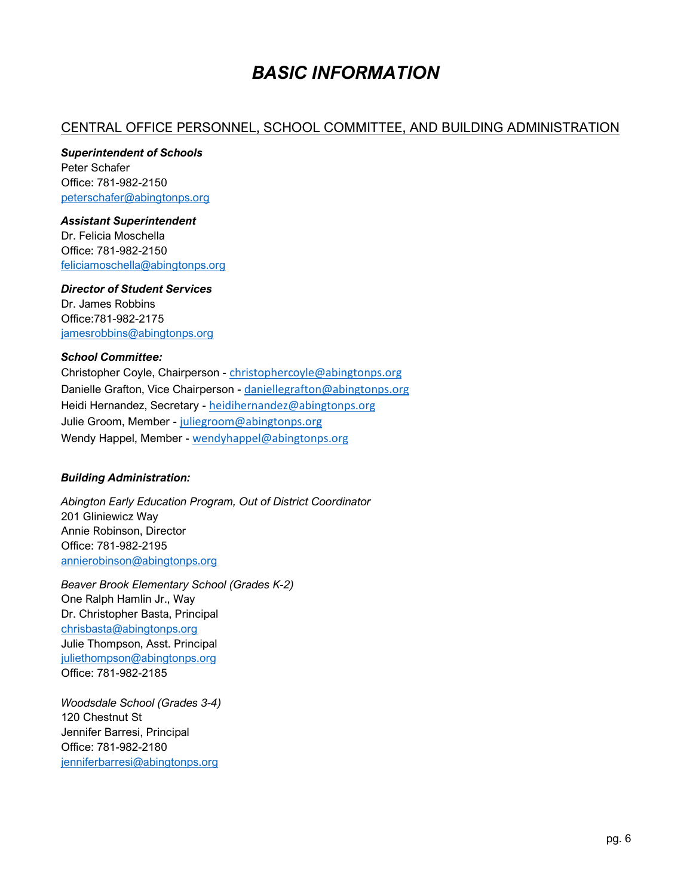# *BASIC INFORMATION*

## CENTRAL OFFICE PERSONNEL, SCHOOL COMMITTEE, AND BUILDING ADMINISTRATION

***Superintendent of Schools***
Peter Schafer
Office: 781-982-2150
peterschafer@abingtonps.org

***Assistant Superintendent***
Dr. Felicia Moschella
Office: 781-982-2150
feliciamoschella@abingtonps.org

***Director of Student Services***
Dr. James Robbins
Office:781-982-2175
jamesrobbins@abingtonps.org

***School Committee:***
Christopher Coyle, Chairperson - christophercoyle@abingtonps.org
Danielle Grafton, Vice Chairperson - daniellegrafton@abingtonps.org
Heidi Hernandez, Secretary - heidihernandez@abingtonps.org
Julie Groom, Member - juliegroom@abingtonps.org
Wendy Happel, Member - wendyhappel@abingtonps.org

***Building Administration:***

*Abington Early Education Program, Out of District Coordinator*
201 Gliniewicz Way
Annie Robinson, Director
Office: 781-982-2195
annierobinson@abingtonps.org

*Beaver Brook Elementary School (Grades K-2)*
One Ralph Hamlin Jr., Way
Dr. Christopher Basta, Principal
chrisbasta@abingtonps.org
Julie Thompson, Asst. Principal
juliethompson@abingtonps.org
Office: 781-982-2185

*Woodsdale School (Grades 3-4)*
120 Chestnut St
Jennifer Barresi, Principal
Office: 781-982-2180
jenniferbarresi@abingtonps.org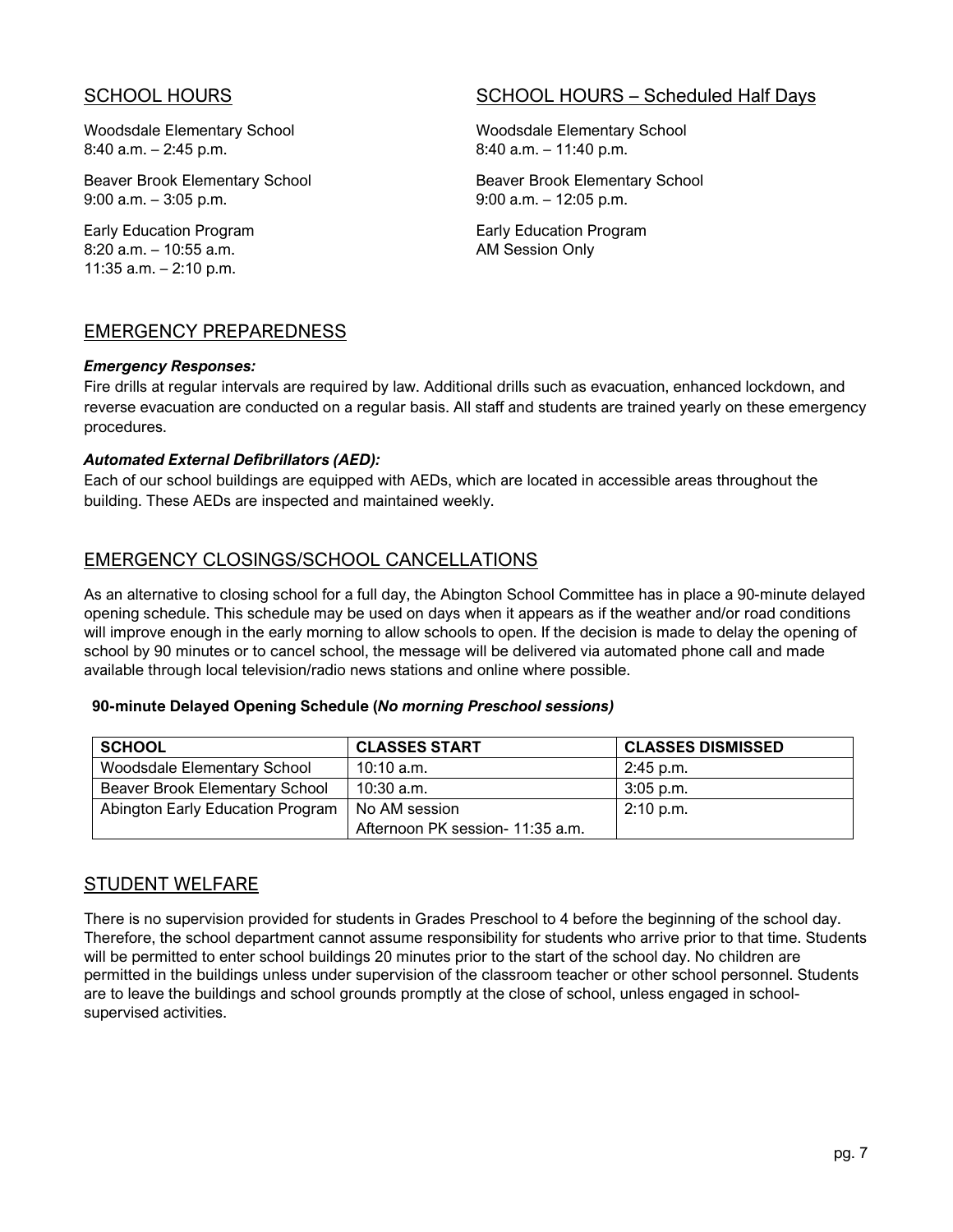## SCHOOL HOURS

Woodsdale Elementary School
8:40 a.m. – 2:45 p.m.

Beaver Brook Elementary School
9:00 a.m. – 3:05 p.m.

Early Education Program
8:20 a.m. – 10:55 a.m.
11:35 a.m. – 2:10 p.m.

## SCHOOL HOURS – Scheduled Half Days

Woodsdale Elementary School
8:40 a.m. – 11:40 p.m.

Beaver Brook Elementary School
9:00 a.m. – 12:05 p.m.

Early Education Program
AM Session Only

## EMERGENCY PREPAREDNESS

***Emergency Responses:***
Fire drills at regular intervals are required by law. Additional drills such as evacuation, enhanced lockdown, and reverse evacuation are conducted on a regular basis. All staff and students are trained yearly on these emergency procedures.

***Automated External Defibrillators (AED):***
Each of our school buildings are equipped with AEDs, which are located in accessible areas throughout the building. These AEDs are inspected and maintained weekly.

## EMERGENCY CLOSINGS/SCHOOL CANCELLATIONS

As an alternative to closing school for a full day, the Abington School Committee has in place a 90-minute delayed opening schedule. This schedule may be used on days when it appears as if the weather and/or road conditions will improve enough in the early morning to allow schools to open. If the decision is made to delay the opening of school by 90 minutes or to cancel school, the message will be delivered via automated phone call and made available through local television/radio news stations and online where possible.

**90-minute Delayed Opening Schedule (*No morning Preschool sessions)***

| SCHOOL | CLASSES START | CLASSES DISMISSED |
|---|---|---|
| Woodsdale Elementary School | 10:10 a.m. | 2:45 p.m. |
| Beaver Brook Elementary School | 10:30 a.m. | 3:05 p.m. |
| Abington Early Education Program | No AM session<br>Afternoon PK session- 11:35 a.m. | 2:10 p.m. |

## STUDENT WELFARE

There is no supervision provided for students in Grades Preschool to 4 before the beginning of the school day. Therefore, the school department cannot assume responsibility for students who arrive prior to that time. Students will be permitted to enter school buildings 20 minutes prior to the start of the school day. No children are permitted in the buildings unless under supervision of the classroom teacher or other school personnel. Students are to leave the buildings and school grounds promptly at the close of school, unless engaged in school-supervised activities.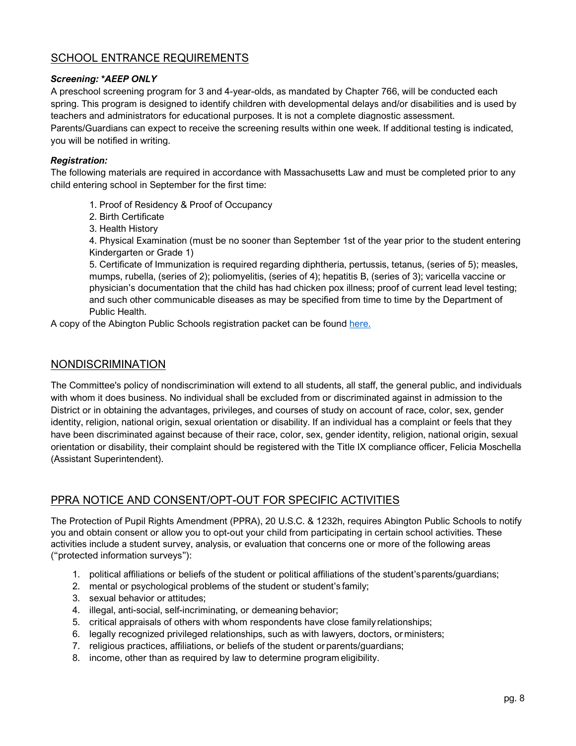## SCHOOL ENTRANCE REQUIREMENTS

***Screening: *AEEP ONLY***

A preschool screening program for 3 and 4-year-olds, as mandated by Chapter 766, will be conducted each spring. This program is designed to identify children with developmental delays and/or disabilities and is used by teachers and administrators for educational purposes. It is not a complete diagnostic assessment. Parents/Guardians can expect to receive the screening results within one week. If additional testing is indicated, you will be notified in writing.

***Registration:***

The following materials are required in accordance with Massachusetts Law and must be completed prior to any child entering school in September for the first time:

1. Proof of Residency & Proof of Occupancy
2. Birth Certificate
3. Health History
4. Physical Examination (must be no sooner than September 1st of the year prior to the student entering Kindergarten or Grade 1)
5. Certificate of Immunization is required regarding diphtheria, pertussis, tetanus, (series of 5); measles, mumps, rubella, (series of 2); poliomyelitis, (series of 4); hepatitis B, (series of 3); varicella vaccine or physician's documentation that the child has had chicken pox illness; proof of current lead level testing; and such other communicable diseases as may be specified from time to time by the Department of Public Health.

A copy of the Abington Public Schools registration packet can be found here.

## NONDISCRIMINATION

The Committee's policy of nondiscrimination will extend to all students, all staff, the general public, and individuals with whom it does business. No individual shall be excluded from or discriminated against in admission to the District or in obtaining the advantages, privileges, and courses of study on account of race, color, sex, gender identity, religion, national origin, sexual orientation or disability. If an individual has a complaint or feels that they have been discriminated against because of their race, color, sex, gender identity, religion, national origin, sexual orientation or disability, their complaint should be registered with the Title IX compliance officer, Felicia Moschella (Assistant Superintendent).

## PPRA NOTICE AND CONSENT/OPT-OUT FOR SPECIFIC ACTIVITIES

The Protection of Pupil Rights Amendment (PPRA), 20 U.S.C. & 1232h, requires Abington Public Schools to notify you and obtain consent or allow you to opt-out your child from participating in certain school activities. These activities include a student survey, analysis, or evaluation that concerns one or more of the following areas ("protected information surveys"):

1. political affiliations or beliefs of the student or political affiliations of the student's parents/guardians;
2. mental or psychological problems of the student or student's family;
3. sexual behavior or attitudes;
4. illegal, anti-social, self-incriminating, or demeaning behavior;
5. critical appraisals of others with whom respondents have close family relationships;
6. legally recognized privileged relationships, such as with lawyers, doctors, or ministers;
7. religious practices, affiliations, or beliefs of the student or parents/guardians;
8. income, other than as required by law to determine program eligibility.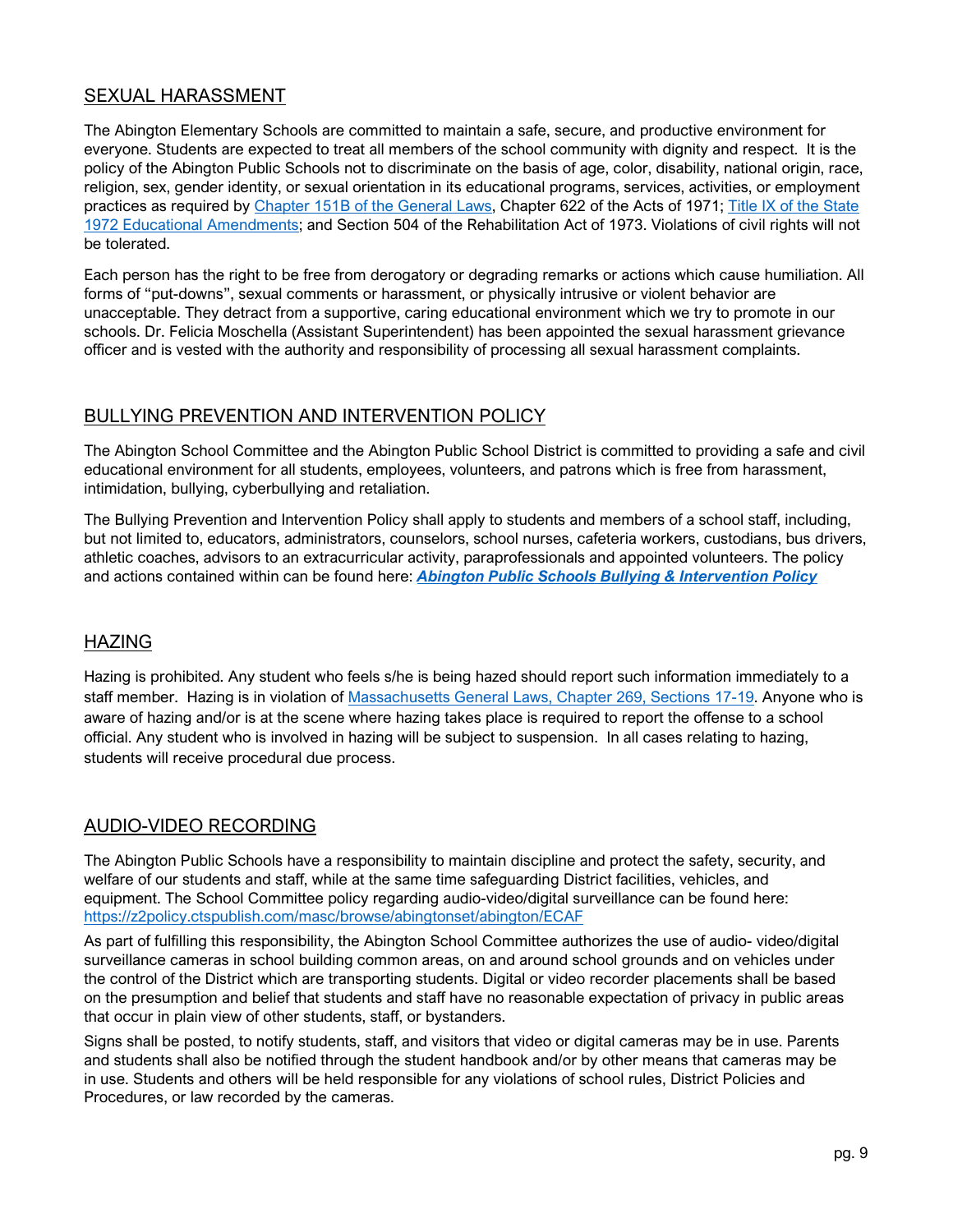## SEXUAL HARASSMENT

The Abington Elementary Schools are committed to maintain a safe, secure, and productive environment for everyone. Students are expected to treat all members of the school community with dignity and respect. It is the policy of the Abington Public Schools not to discriminate on the basis of age, color, disability, national origin, race, religion, sex, gender identity, or sexual orientation in its educational programs, services, activities, or employment practices as required by Chapter 151B of the General Laws, Chapter 622 of the Acts of 1971; Title IX of the State 1972 Educational Amendments; and Section 504 of the Rehabilitation Act of 1973. Violations of civil rights will not be tolerated.

Each person has the right to be free from derogatory or degrading remarks or actions which cause humiliation. All forms of "put-downs", sexual comments or harassment, or physically intrusive or violent behavior are unacceptable. They detract from a supportive, caring educational environment which we try to promote in our schools. Dr. Felicia Moschella (Assistant Superintendent) has been appointed the sexual harassment grievance officer and is vested with the authority and responsibility of processing all sexual harassment complaints.

## BULLYING PREVENTION AND INTERVENTION POLICY

The Abington School Committee and the Abington Public School District is committed to providing a safe and civil educational environment for all students, employees, volunteers, and patrons which is free from harassment, intimidation, bullying, cyberbullying and retaliation.

The Bullying Prevention and Intervention Policy shall apply to students and members of a school staff, including, but not limited to, educators, administrators, counselors, school nurses, cafeteria workers, custodians, bus drivers, athletic coaches, advisors to an extracurricular activity, paraprofessionals and appointed volunteers. The policy and actions contained within can be found here: ***Abington Public Schools Bullying & Intervention Policy***

## HAZING

Hazing is prohibited. Any student who feels s/he is being hazed should report such information immediately to a staff member. Hazing is in violation of Massachusetts General Laws, Chapter 269, Sections 17-19. Anyone who is aware of hazing and/or is at the scene where hazing takes place is required to report the offense to a school official. Any student who is involved in hazing will be subject to suspension. In all cases relating to hazing, students will receive procedural due process.

## AUDIO-VIDEO RECORDING

The Abington Public Schools have a responsibility to maintain discipline and protect the safety, security, and welfare of our students and staff, while at the same time safeguarding District facilities, vehicles, and equipment. The School Committee policy regarding audio-video/digital surveillance can be found here: https://z2policy.ctspublish.com/masc/browse/abingtonset/abington/ECAF

As part of fulfilling this responsibility, the Abington School Committee authorizes the use of audio- video/digital surveillance cameras in school building common areas, on and around school grounds and on vehicles under the control of the District which are transporting students. Digital or video recorder placements shall be based on the presumption and belief that students and staff have no reasonable expectation of privacy in public areas that occur in plain view of other students, staff, or bystanders.

Signs shall be posted, to notify students, staff, and visitors that video or digital cameras may be in use. Parents and students shall also be notified through the student handbook and/or by other means that cameras may be in use. Students and others will be held responsible for any violations of school rules, District Policies and Procedures, or law recorded by the cameras.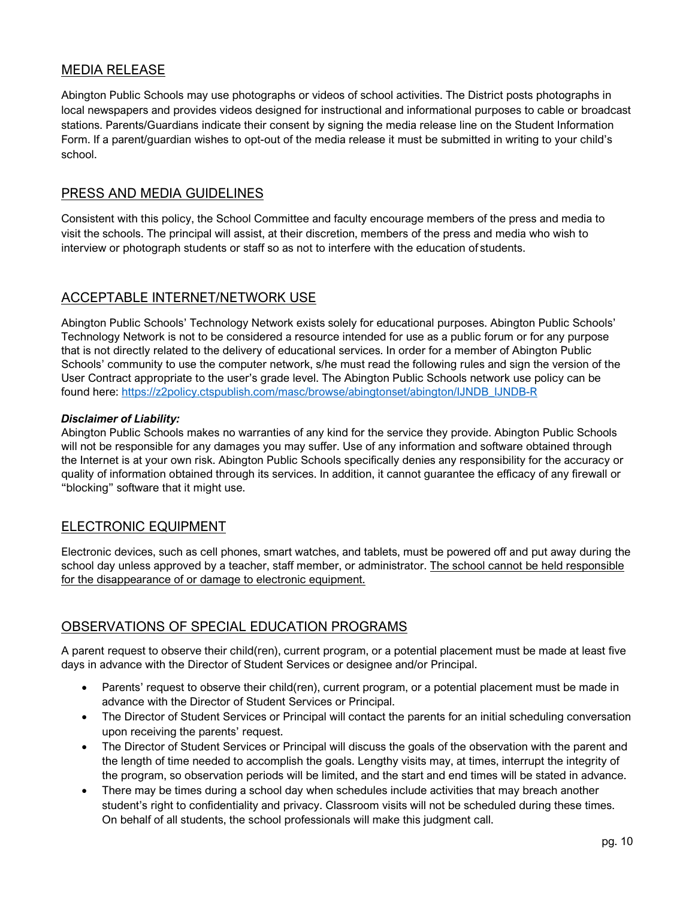## MEDIA RELEASE

Abington Public Schools may use photographs or videos of school activities. The District posts photographs in local newspapers and provides videos designed for instructional and informational purposes to cable or broadcast stations. Parents/Guardians indicate their consent by signing the media release line on the Student Information Form. If a parent/guardian wishes to opt-out of the media release it must be submitted in writing to your child's school.

## PRESS AND MEDIA GUIDELINES

Consistent with this policy, the School Committee and faculty encourage members of the press and media to visit the schools. The principal will assist, at their discretion, members of the press and media who wish to interview or photograph students or staff so as not to interfere with the education of students.

## ACCEPTABLE INTERNET/NETWORK USE

Abington Public Schools' Technology Network exists solely for educational purposes. Abington Public Schools' Technology Network is not to be considered a resource intended for use as a public forum or for any purpose that is not directly related to the delivery of educational services. In order for a member of Abington Public Schools' community to use the computer network, s/he must read the following rules and sign the version of the User Contract appropriate to the user's grade level. The Abington Public Schools network use policy can be found here: [https://z2policy.ctspublish.com/masc/browse/abingtonset/abington/IJNDB_IJNDB-R](https://z2policy.ctspublish.com/masc/browse/abingtonset/abington/IJNDB_IJNDB-R)

***Disclaimer of Liability:***
Abington Public Schools makes no warranties of any kind for the service they provide. Abington Public Schools will not be responsible for any damages you may suffer. Use of any information and software obtained through the Internet is at your own risk. Abington Public Schools specifically denies any responsibility for the accuracy or quality of information obtained through its services. In addition, it cannot guarantee the efficacy of any firewall or "blocking" software that it might use.

## ELECTRONIC EQUIPMENT

Electronic devices, such as cell phones, smart watches, and tablets, must be powered off and put away during the school day unless approved by a teacher, staff member, or administrator. <u>The school cannot be held responsible for the disappearance of or damage to electronic equipment.</u>

## OBSERVATIONS OF SPECIAL EDUCATION PROGRAMS

A parent request to observe their child(ren), current program, or a potential placement must be made at least five days in advance with the Director of Student Services or designee and/or Principal.

- Parents' request to observe their child(ren), current program, or a potential placement must be made in advance with the Director of Student Services or Principal.
- The Director of Student Services or Principal will contact the parents for an initial scheduling conversation upon receiving the parents' request.
- The Director of Student Services or Principal will discuss the goals of the observation with the parent and the length of time needed to accomplish the goals. Lengthy visits may, at times, interrupt the integrity of the program, so observation periods will be limited, and the start and end times will be stated in advance.
- There may be times during a school day when schedules include activities that may breach another student's right to confidentiality and privacy. Classroom visits will not be scheduled during these times. On behalf of all students, the school professionals will make this judgment call.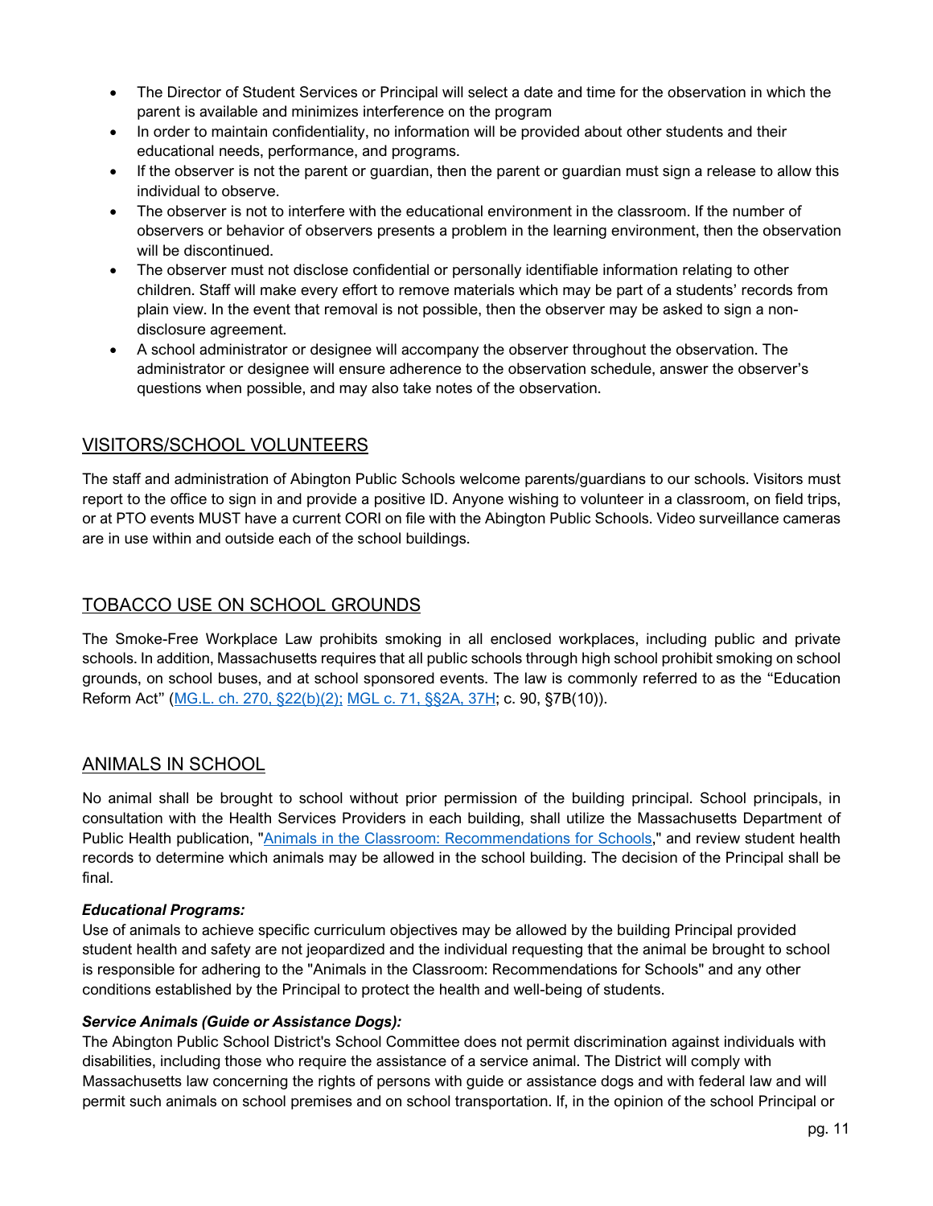- The Director of Student Services or Principal will select a date and time for the observation in which the parent is available and minimizes interference on the program
- In order to maintain confidentiality, no information will be provided about other students and their educational needs, performance, and programs.
- If the observer is not the parent or guardian, then the parent or guardian must sign a release to allow this individual to observe.
- The observer is not to interfere with the educational environment in the classroom. If the number of observers or behavior of observers presents a problem in the learning environment, then the observation will be discontinued.
- The observer must not disclose confidential or personally identifiable information relating to other children. Staff will make every effort to remove materials which may be part of a students' records from plain view. In the event that removal is not possible, then the observer may be asked to sign a non-disclosure agreement.
- A school administrator or designee will accompany the observer throughout the observation. The administrator or designee will ensure adherence to the observation schedule, answer the observer's questions when possible, and may also take notes of the observation.

## VISITORS/SCHOOL VOLUNTEERS

The staff and administration of Abington Public Schools welcome parents/guardians to our schools. Visitors must report to the office to sign in and provide a positive ID. Anyone wishing to volunteer in a classroom, on field trips, or at PTO events MUST have a current CORI on file with the Abington Public Schools. Video surveillance cameras are in use within and outside each of the school buildings.

## TOBACCO USE ON SCHOOL GROUNDS

The Smoke-Free Workplace Law prohibits smoking in all enclosed workplaces, including public and private schools. In addition, Massachusetts requires that all public schools through high school prohibit smoking on school grounds, on school buses, and at school sponsored events. The law is commonly referred to as the "Education Reform Act" (MG.L. ch. 270, §22(b)(2); MGL c. 71, §§2A, 37H; c. 90, §7B(10)).

## ANIMALS IN SCHOOL

No animal shall be brought to school without prior permission of the building principal. School principals, in consultation with the Health Services Providers in each building, shall utilize the Massachusetts Department of Public Health publication, "Animals in the Classroom: Recommendations for Schools," and review student health records to determine which animals may be allowed in the school building. The decision of the Principal shall be final.

***Educational Programs:***
Use of animals to achieve specific curriculum objectives may be allowed by the building Principal provided student health and safety are not jeopardized and the individual requesting that the animal be brought to school is responsible for adhering to the "Animals in the Classroom: Recommendations for Schools" and any other conditions established by the Principal to protect the health and well-being of students.

***Service Animals (Guide or Assistance Dogs):***
The Abington Public School District's School Committee does not permit discrimination against individuals with disabilities, including those who require the assistance of a service animal. The District will comply with Massachusetts law concerning the rights of persons with guide or assistance dogs and with federal law and will permit such animals on school premises and on school transportation. If, in the opinion of the school Principal or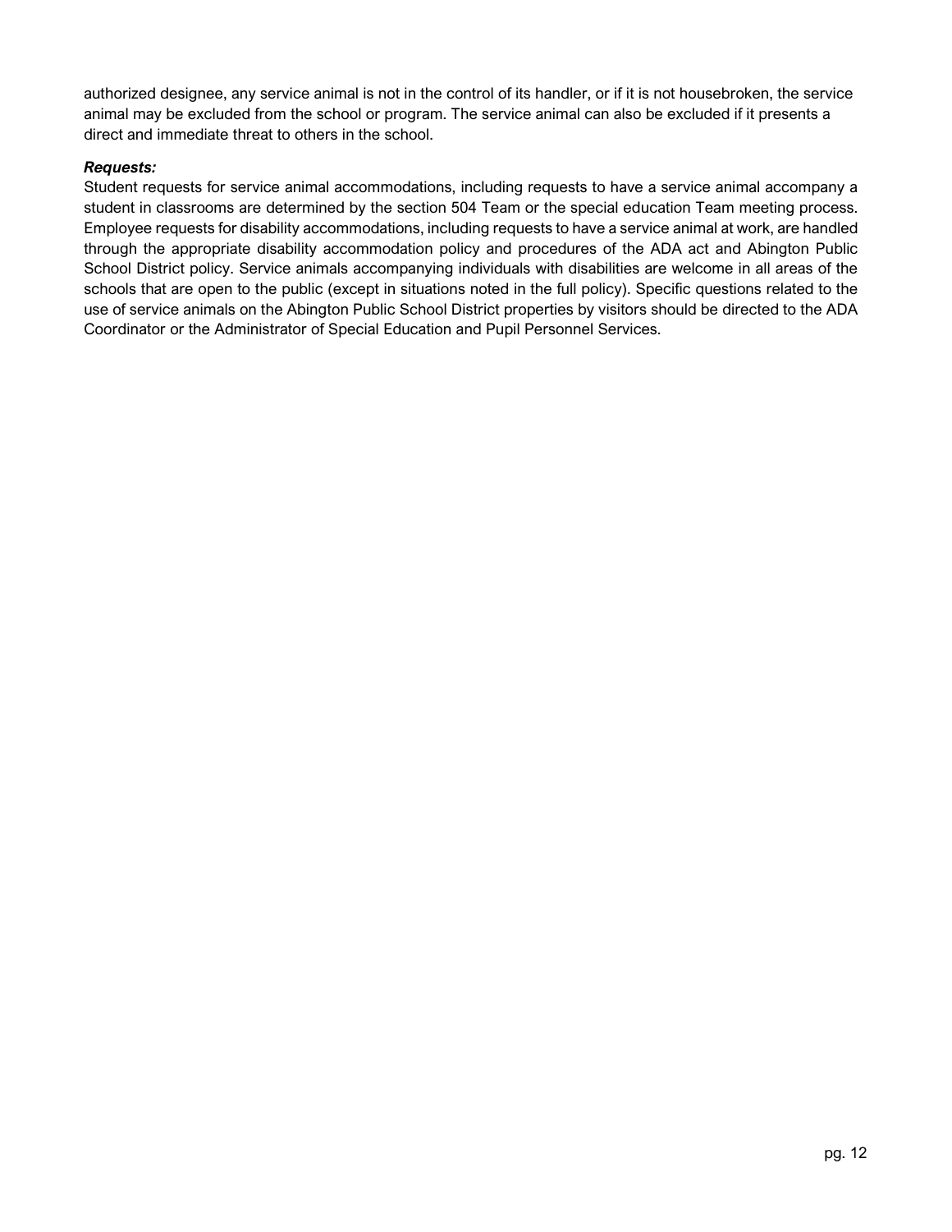authorized designee, any service animal is not in the control of its handler, or if it is not housebroken, the service animal may be excluded from the school or program. The service animal can also be excluded if it presents a direct and immediate threat to others in the school.

***Requests:***

Student requests for service animal accommodations, including requests to have a service animal accompany a student in classrooms are determined by the section 504 Team or the special education Team meeting process. Employee requests for disability accommodations, including requests to have a service animal at work, are handled through the appropriate disability accommodation policy and procedures of the ADA act and Abington Public School District policy. Service animals accompanying individuals with disabilities are welcome in all areas of the schools that are open to the public (except in situations noted in the full policy). Specific questions related to the use of service animals on the Abington Public School District properties by visitors should be directed to the ADA Coordinator or the Administrator of Special Education and Pupil Personnel Services.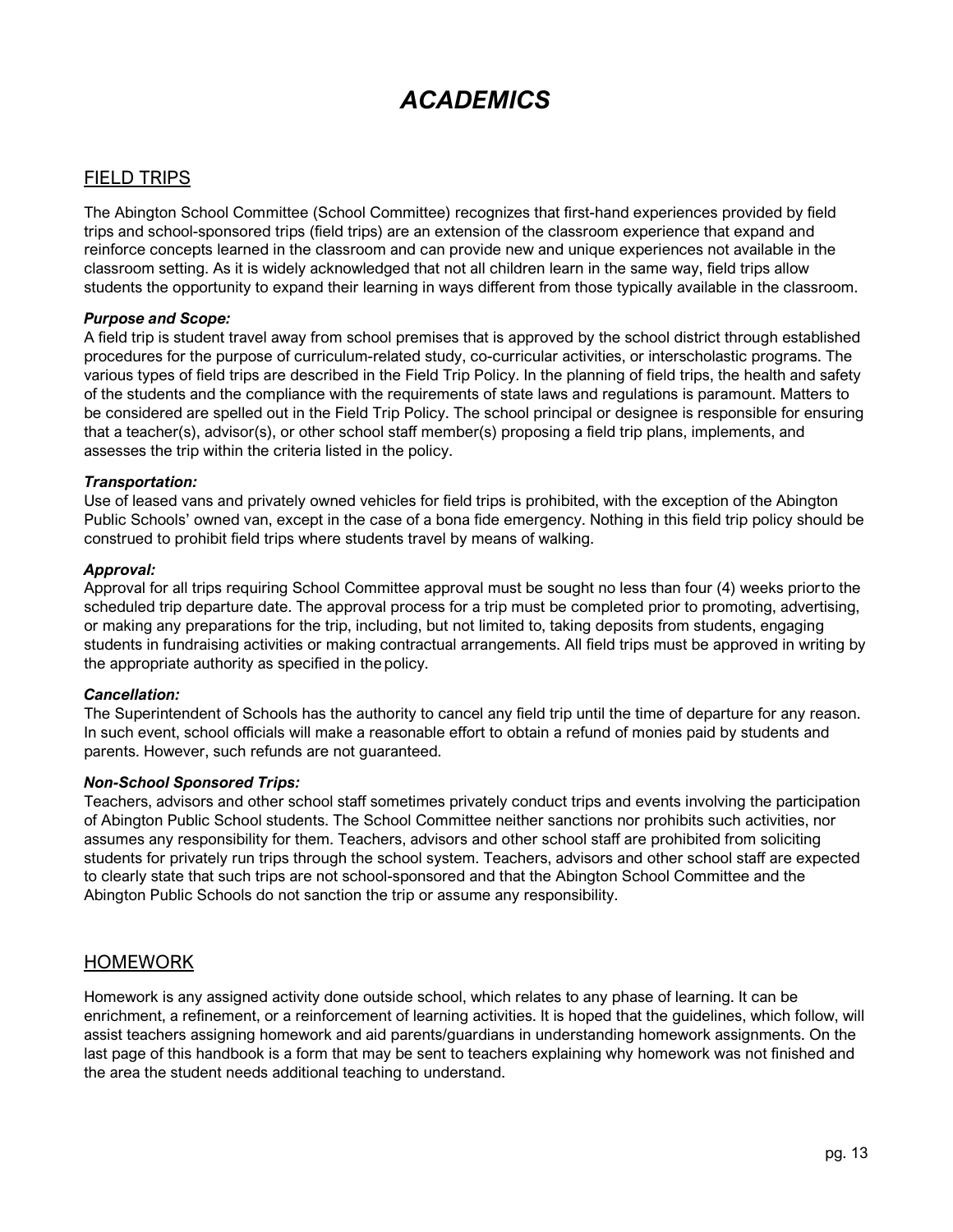# *ACADEMICS*

## FIELD TRIPS

The Abington School Committee (School Committee) recognizes that first-hand experiences provided by field trips and school-sponsored trips (field trips) are an extension of the classroom experience that expand and reinforce concepts learned in the classroom and can provide new and unique experiences not available in the classroom setting. As it is widely acknowledged that not all children learn in the same way, field trips allow students the opportunity to expand their learning in ways different from those typically available in the classroom.

***Purpose and Scope:***
A field trip is student travel away from school premises that is approved by the school district through established procedures for the purpose of curriculum-related study, co-curricular activities, or interscholastic programs. The various types of field trips are described in the Field Trip Policy. In the planning of field trips, the health and safety of the students and the compliance with the requirements of state laws and regulations is paramount. Matters to be considered are spelled out in the Field Trip Policy. The school principal or designee is responsible for ensuring that a teacher(s), advisor(s), or other school staff member(s) proposing a field trip plans, implements, and assesses the trip within the criteria listed in the policy.

***Transportation:***
Use of leased vans and privately owned vehicles for field trips is prohibited, with the exception of the Abington Public Schools' owned van, except in the case of a bona fide emergency. Nothing in this field trip policy should be construed to prohibit field trips where students travel by means of walking.

***Approval:***
Approval for all trips requiring School Committee approval must be sought no less than four (4) weeks priorto the scheduled trip departure date. The approval process for a trip must be completed prior to promoting, advertising, or making any preparations for the trip, including, but not limited to, taking deposits from students, engaging students in fundraising activities or making contractual arrangements. All field trips must be approved in writing by the appropriate authority as specified in the policy.

***Cancellation:***
The Superintendent of Schools has the authority to cancel any field trip until the time of departure for any reason. In such event, school officials will make a reasonable effort to obtain a refund of monies paid by students and parents. However, such refunds are not guaranteed.

***Non-School Sponsored Trips:***
Teachers, advisors and other school staff sometimes privately conduct trips and events involving the participation of Abington Public School students. The School Committee neither sanctions nor prohibits such activities, nor assumes any responsibility for them. Teachers, advisors and other school staff are prohibited from soliciting students for privately run trips through the school system. Teachers, advisors and other school staff are expected to clearly state that such trips are not school-sponsored and that the Abington School Committee and the Abington Public Schools do not sanction the trip or assume any responsibility.

## HOMEWORK

Homework is any assigned activity done outside school, which relates to any phase of learning. It can be enrichment, a refinement, or a reinforcement of learning activities. It is hoped that the guidelines, which follow, will assist teachers assigning homework and aid parents/guardians in understanding homework assignments. On the last page of this handbook is a form that may be sent to teachers explaining why homework was not finished and the area the student needs additional teaching to understand.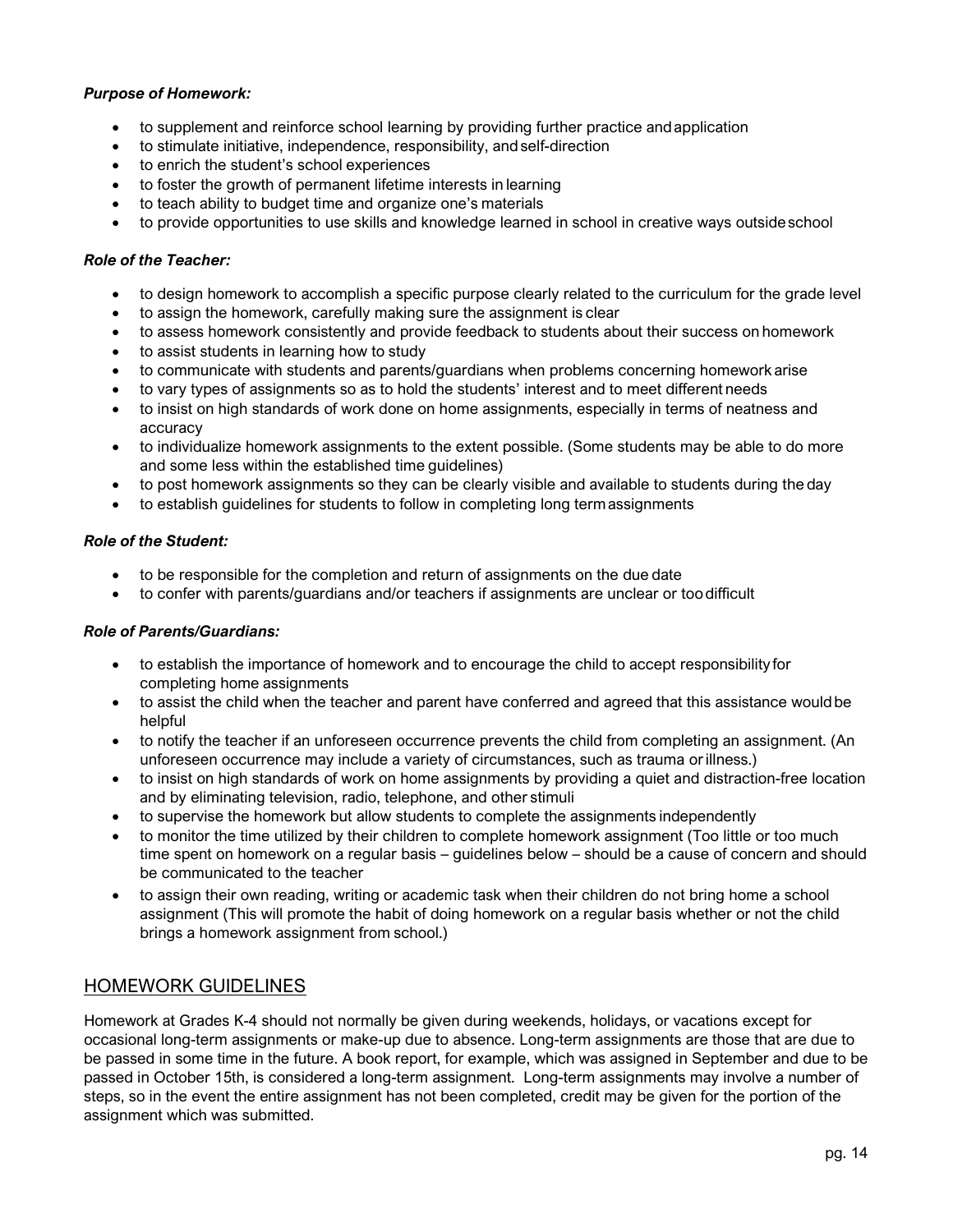***Purpose of Homework:***

- to supplement and reinforce school learning by providing further practice and application
- to stimulate initiative, independence, responsibility, and self-direction
- to enrich the student's school experiences
- to foster the growth of permanent lifetime interests in learning
- to teach ability to budget time and organize one's materials
- to provide opportunities to use skills and knowledge learned in school in creative ways outside school

***Role of the Teacher:***

- to design homework to accomplish a specific purpose clearly related to the curriculum for the grade level
- to assign the homework, carefully making sure the assignment is clear
- to assess homework consistently and provide feedback to students about their success on homework
- to assist students in learning how to study
- to communicate with students and parents/guardians when problems concerning homework arise
- to vary types of assignments so as to hold the students' interest and to meet different needs
- to insist on high standards of work done on home assignments, especially in terms of neatness and accuracy
- to individualize homework assignments to the extent possible. (Some students may be able to do more and some less within the established time guidelines)
- to post homework assignments so they can be clearly visible and available to students during the day
- to establish guidelines for students to follow in completing long term assignments

***Role of the Student:***

- to be responsible for the completion and return of assignments on the due date
- to confer with parents/guardians and/or teachers if assignments are unclear or too difficult

***Role of Parents/Guardians:***

- to establish the importance of homework and to encourage the child to accept responsibility for completing home assignments
- to assist the child when the teacher and parent have conferred and agreed that this assistance would be helpful
- to notify the teacher if an unforeseen occurrence prevents the child from completing an assignment. (An unforeseen occurrence may include a variety of circumstances, such as trauma or illness.)
- to insist on high standards of work on home assignments by providing a quiet and distraction-free location and by eliminating television, radio, telephone, and other stimuli
- to supervise the homework but allow students to complete the assignments independently
- to monitor the time utilized by their children to complete homework assignment (Too little or too much time spent on homework on a regular basis – guidelines below – should be a cause of concern and should be communicated to the teacher
- to assign their own reading, writing or academic task when their children do not bring home a school assignment (This will promote the habit of doing homework on a regular basis whether or not the child brings a homework assignment from school.)

## HOMEWORK GUIDELINES

Homework at Grades K-4 should not normally be given during weekends, holidays, or vacations except for occasional long-term assignments or make-up due to absence. Long-term assignments are those that are due to be passed in some time in the future. A book report, for example, which was assigned in September and due to be passed in October 15th, is considered a long-term assignment. Long-term assignments may involve a number of steps, so in the event the entire assignment has not been completed, credit may be given for the portion of the assignment which was submitted.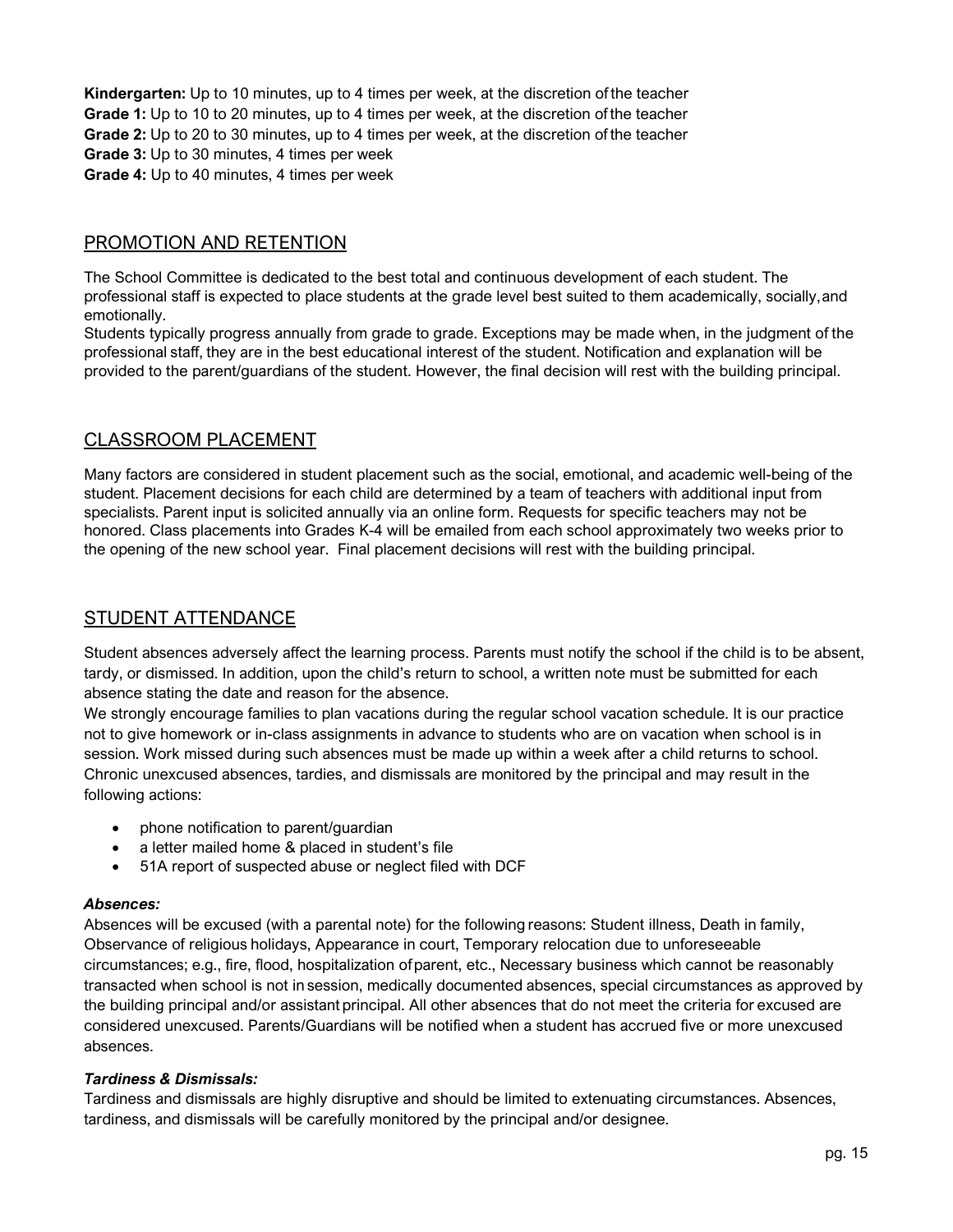**Kindergarten:** Up to 10 minutes, up to 4 times per week, at the discretion of the teacher
**Grade 1:** Up to 10 to 20 minutes, up to 4 times per week, at the discretion of the teacher
**Grade 2:** Up to 20 to 30 minutes, up to 4 times per week, at the discretion of the teacher
**Grade 3:** Up to 30 minutes, 4 times per week
**Grade 4:** Up to 40 minutes, 4 times per week

## PROMOTION AND RETENTION

The School Committee is dedicated to the best total and continuous development of each student. The professional staff is expected to place students at the grade level best suited to them academically, socially, and emotionally.

Students typically progress annually from grade to grade. Exceptions may be made when, in the judgment of the professional staff, they are in the best educational interest of the student. Notification and explanation will be provided to the parent/guardians of the student. However, the final decision will rest with the building principal.

## CLASSROOM PLACEMENT

Many factors are considered in student placement such as the social, emotional, and academic well-being of the student. Placement decisions for each child are determined by a team of teachers with additional input from specialists. Parent input is solicited annually via an online form. Requests for specific teachers may not be honored. Class placements into Grades K-4 will be emailed from each school approximately two weeks prior to the opening of the new school year. Final placement decisions will rest with the building principal.

## STUDENT ATTENDANCE

Student absences adversely affect the learning process. Parents must notify the school if the child is to be absent, tardy, or dismissed. In addition, upon the child's return to school, a written note must be submitted for each absence stating the date and reason for the absence.

We strongly encourage families to plan vacations during the regular school vacation schedule. It is our practice not to give homework or in-class assignments in advance to students who are on vacation when school is in session. Work missed during such absences must be made up within a week after a child returns to school.

Chronic unexcused absences, tardies, and dismissals are monitored by the principal and may result in the following actions:

- phone notification to parent/guardian
- a letter mailed home & placed in student's file
- 51A report of suspected abuse or neglect filed with DCF

***Absences:***

Absences will be excused (with a parental note) for the following reasons: Student illness, Death in family, Observance of religious holidays, Appearance in court, Temporary relocation due to unforeseeable circumstances; e.g., fire, flood, hospitalization of parent, etc., Necessary business which cannot be reasonably transacted when school is not in session, medically documented absences, special circumstances as approved by the building principal and/or assistant principal. All other absences that do not meet the criteria for excused are considered unexcused. Parents/Guardians will be notified when a student has accrued five or more unexcused absences.

***Tardiness & Dismissals:***

Tardiness and dismissals are highly disruptive and should be limited to extenuating circumstances. Absences, tardiness, and dismissals will be carefully monitored by the principal and/or designee.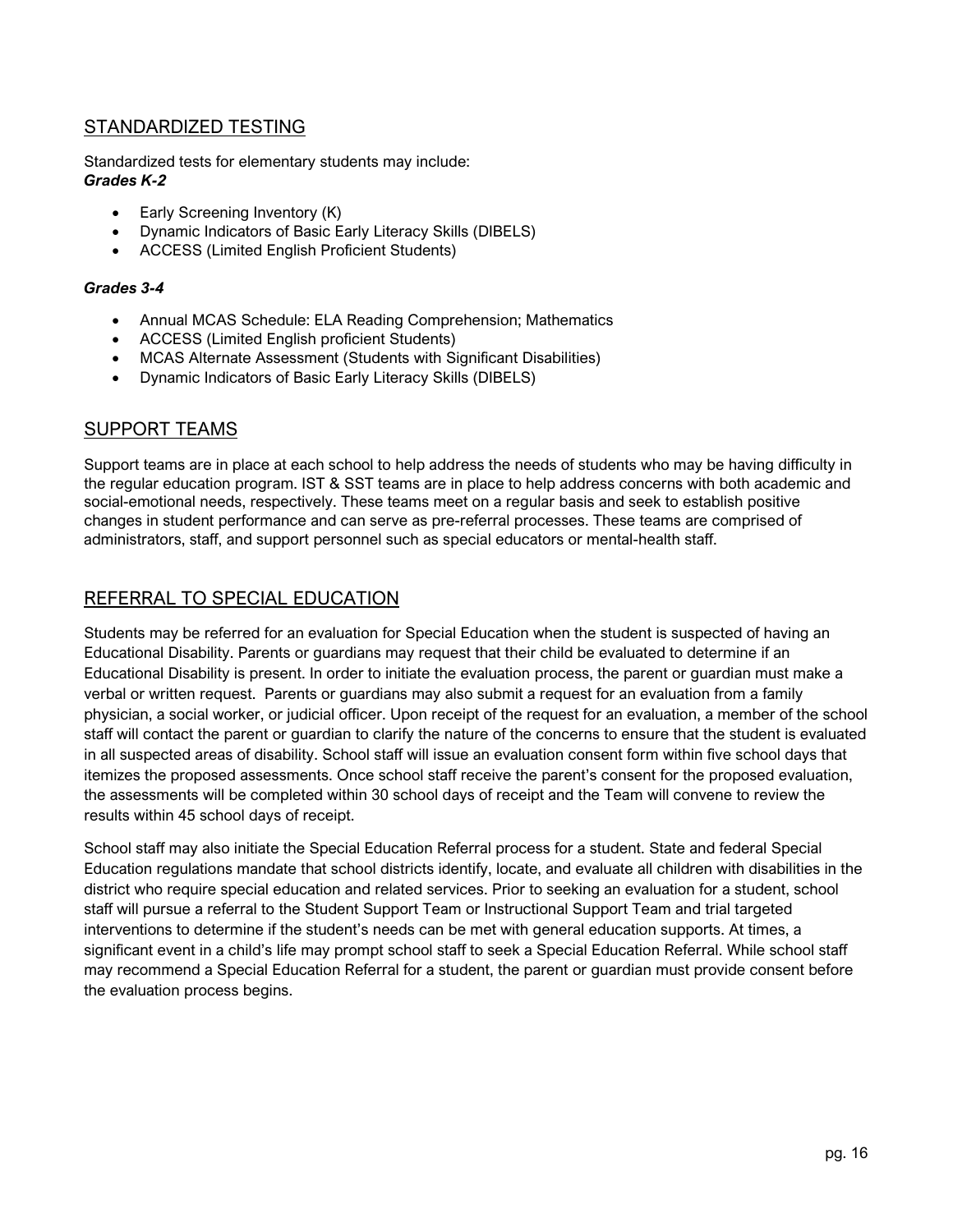## STANDARDIZED TESTING

Standardized tests for elementary students may include:

***Grades K-2***

- Early Screening Inventory (K)
- Dynamic Indicators of Basic Early Literacy Skills (DIBELS)
- ACCESS (Limited English Proficient Students)

***Grades 3-4***

- Annual MCAS Schedule: ELA Reading Comprehension; Mathematics
- ACCESS (Limited English proficient Students)
- MCAS Alternate Assessment (Students with Significant Disabilities)
- Dynamic Indicators of Basic Early Literacy Skills (DIBELS)

## SUPPORT TEAMS

Support teams are in place at each school to help address the needs of students who may be having difficulty in the regular education program. IST & SST teams are in place to help address concerns with both academic and social-emotional needs, respectively. These teams meet on a regular basis and seek to establish positive changes in student performance and can serve as pre-referral processes. These teams are comprised of administrators, staff, and support personnel such as special educators or mental-health staff.

## REFERRAL TO SPECIAL EDUCATION

Students may be referred for an evaluation for Special Education when the student is suspected of having an Educational Disability. Parents or guardians may request that their child be evaluated to determine if an Educational Disability is present. In order to initiate the evaluation process, the parent or guardian must make a verbal or written request. Parents or guardians may also submit a request for an evaluation from a family physician, a social worker, or judicial officer. Upon receipt of the request for an evaluation, a member of the school staff will contact the parent or guardian to clarify the nature of the concerns to ensure that the student is evaluated in all suspected areas of disability. School staff will issue an evaluation consent form within five school days that itemizes the proposed assessments. Once school staff receive the parent's consent for the proposed evaluation, the assessments will be completed within 30 school days of receipt and the Team will convene to review the results within 45 school days of receipt.

School staff may also initiate the Special Education Referral process for a student. State and federal Special Education regulations mandate that school districts identify, locate, and evaluate all children with disabilities in the district who require special education and related services. Prior to seeking an evaluation for a student, school staff will pursue a referral to the Student Support Team or Instructional Support Team and trial targeted interventions to determine if the student's needs can be met with general education supports. At times, a significant event in a child's life may prompt school staff to seek a Special Education Referral. While school staff may recommend a Special Education Referral for a student, the parent or guardian must provide consent before the evaluation process begins.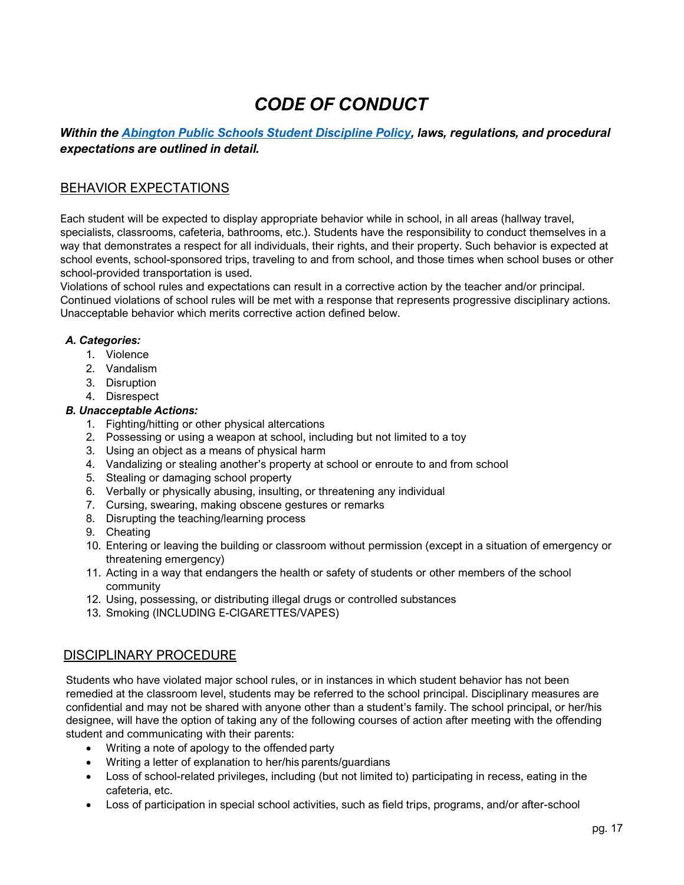# *CODE OF CONDUCT*

***Within the Abington Public Schools Student Discipline Policy, laws, regulations, and procedural expectations are outlined in detail.***

## BEHAVIOR EXPECTATIONS

Each student will be expected to display appropriate behavior while in school, in all areas (hallway travel, specialists, classrooms, cafeteria, bathrooms, etc.). Students have the responsibility to conduct themselves in a way that demonstrates a respect for all individuals, their rights, and their property. Such behavior is expected at school events, school-sponsored trips, traveling to and from school, and those times when school buses or other school-provided transportation is used.

Violations of school rules and expectations can result in a corrective action by the teacher and/or principal. Continued violations of school rules will be met with a response that represents progressive disciplinary actions. Unacceptable behavior which merits corrective action defined below.

***A. Categories:***

1. Violence
2. Vandalism
3. Disruption
4. Disrespect

***B. Unacceptable Actions:***

1. Fighting/hitting or other physical altercations
2. Possessing or using a weapon at school, including but not limited to a toy
3. Using an object as a means of physical harm
4. Vandalizing or stealing another's property at school or enroute to and from school
5. Stealing or damaging school property
6. Verbally or physically abusing, insulting, or threatening any individual
7. Cursing, swearing, making obscene gestures or remarks
8. Disrupting the teaching/learning process
9. Cheating
10. Entering or leaving the building or classroom without permission (except in a situation of emergency or threatening emergency)
11. Acting in a way that endangers the health or safety of students or other members of the school community
12. Using, possessing, or distributing illegal drugs or controlled substances
13. Smoking (INCLUDING E-CIGARETTES/VAPES)

## DISCIPLINARY PROCEDURE

Students who have violated major school rules, or in instances in which student behavior has not been remedied at the classroom level, students may be referred to the school principal. Disciplinary measures are confidential and may not be shared with anyone other than a student's family. The school principal, or her/his designee, will have the option of taking any of the following courses of action after meeting with the offending student and communicating with their parents:

- Writing a note of apology to the offended party
- Writing a letter of explanation to her/his parents/guardians
- Loss of school-related privileges, including (but not limited to) participating in recess, eating in the cafeteria, etc.
- Loss of participation in special school activities, such as field trips, programs, and/or after-school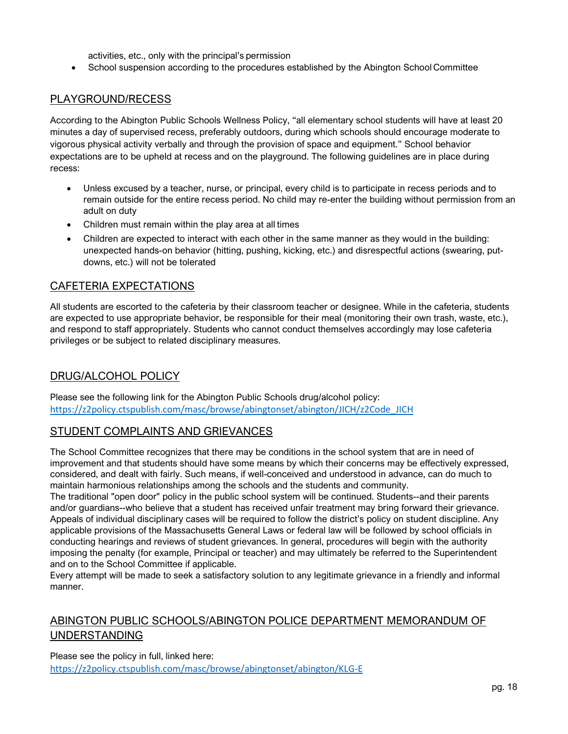activities, etc., only with the principal's permission

- School suspension according to the procedures established by the Abington School Committee

## PLAYGROUND/RECESS

According to the Abington Public Schools Wellness Policy, "all elementary school students will have at least 20 minutes a day of supervised recess, preferably outdoors, during which schools should encourage moderate to vigorous physical activity verbally and through the provision of space and equipment." School behavior expectations are to be upheld at recess and on the playground. The following guidelines are in place during recess:

- Unless excused by a teacher, nurse, or principal, every child is to participate in recess periods and to remain outside for the entire recess period. No child may re-enter the building without permission from an adult on duty
- Children must remain within the play area at all times
- Children are expected to interact with each other in the same manner as they would in the building: unexpected hands-on behavior (hitting, pushing, kicking, etc.) and disrespectful actions (swearing, put-downs, etc.) will not be tolerated

## CAFETERIA EXPECTATIONS

All students are escorted to the cafeteria by their classroom teacher or designee. While in the cafeteria, students are expected to use appropriate behavior, be responsible for their meal (monitoring their own trash, waste, etc.), and respond to staff appropriately. Students who cannot conduct themselves accordingly may lose cafeteria privileges or be subject to related disciplinary measures.

## DRUG/ALCOHOL POLICY

Please see the following link for the Abington Public Schools drug/alcohol policy:
https://z2policy.ctspublish.com/masc/browse/abingtonset/abington/JICH/z2Code_JICH

## STUDENT COMPLAINTS AND GRIEVANCES

The School Committee recognizes that there may be conditions in the school system that are in need of improvement and that students should have some means by which their concerns may be effectively expressed, considered, and dealt with fairly. Such means, if well-conceived and understood in advance, can do much to maintain harmonious relationships among the schools and the students and community.

The traditional "open door" policy in the public school system will be continued. Students--and their parents and/or guardians--who believe that a student has received unfair treatment may bring forward their grievance. Appeals of individual disciplinary cases will be required to follow the district's policy on student discipline. Any applicable provisions of the Massachusetts General Laws or federal law will be followed by school officials in conducting hearings and reviews of student grievances. In general, procedures will begin with the authority imposing the penalty (for example, Principal or teacher) and may ultimately be referred to the Superintendent and on to the School Committee if applicable.

Every attempt will be made to seek a satisfactory solution to any legitimate grievance in a friendly and informal manner.

## ABINGTON PUBLIC SCHOOLS/ABINGTON POLICE DEPARTMENT MEMORANDUM OF UNDERSTANDING

Please see the policy in full, linked here:
https://z2policy.ctspublish.com/masc/browse/abingtonset/abington/KLG-E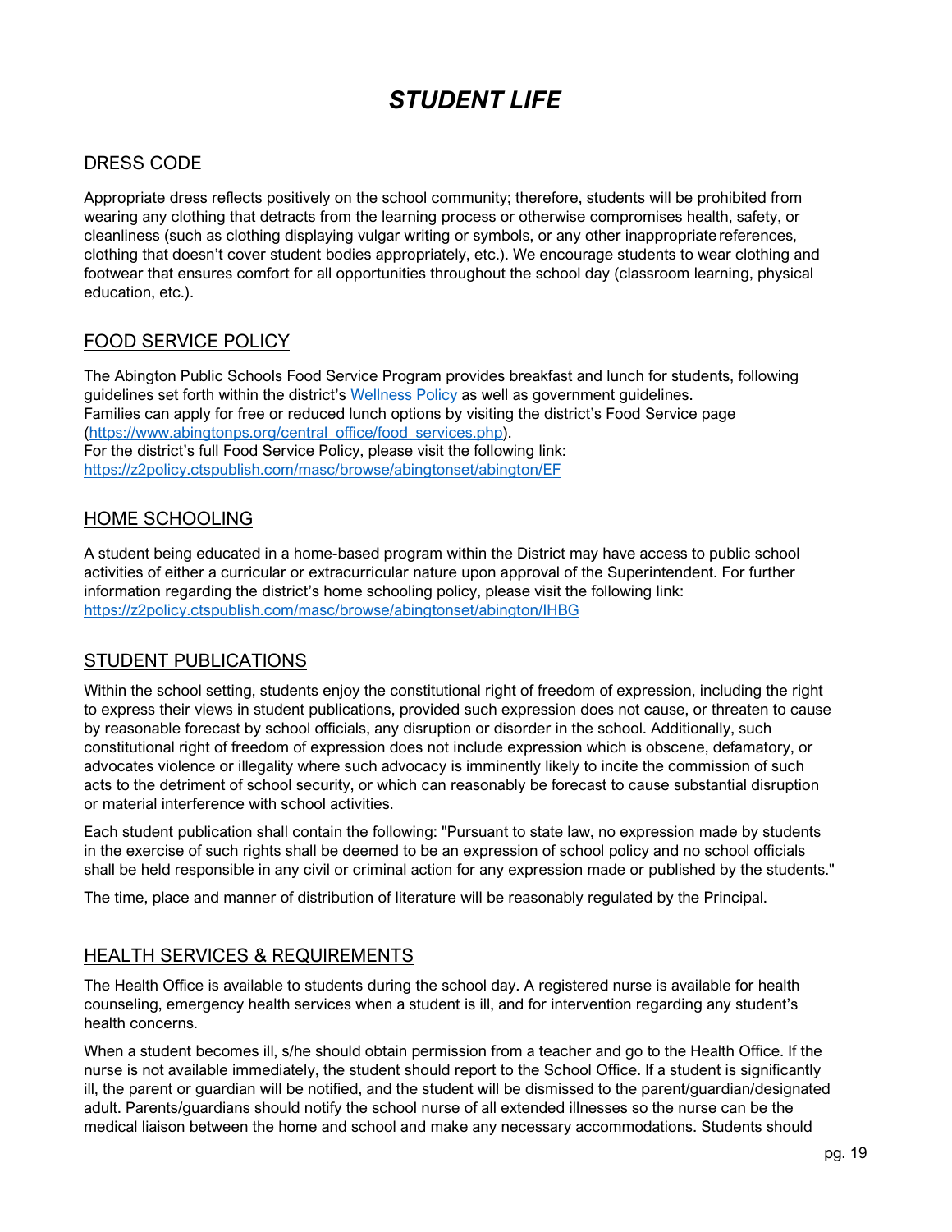# *STUDENT LIFE*

## DRESS CODE

Appropriate dress reflects positively on the school community; therefore, students will be prohibited from wearing any clothing that detracts from the learning process or otherwise compromises health, safety, or cleanliness (such as clothing displaying vulgar writing or symbols, or any other inappropriate references, clothing that doesn't cover student bodies appropriately, etc.). We encourage students to wear clothing and footwear that ensures comfort for all opportunities throughout the school day (classroom learning, physical education, etc.).

## FOOD SERVICE POLICY

The Abington Public Schools Food Service Program provides breakfast and lunch for students, following guidelines set forth within the district's [Wellness Policy](#) as well as government guidelines.
Families can apply for free or reduced lunch options by visiting the district's Food Service page ([https://www.abingtonps.org/central_office/food_services.php](https://www.abingtonps.org/central_office/food_services.php)).
For the district's full Food Service Policy, please visit the following link:
[https://z2policy.ctspublish.com/masc/browse/abingtonset/abington/EF](https://z2policy.ctspublish.com/masc/browse/abingtonset/abington/EF)

## HOME SCHOOLING

A student being educated in a home-based program within the District may have access to public school activities of either a curricular or extracurricular nature upon approval of the Superintendent. For further information regarding the district's home schooling policy, please visit the following link:
[https://z2policy.ctspublish.com/masc/browse/abingtonset/abington/IHBG](https://z2policy.ctspublish.com/masc/browse/abingtonset/abington/IHBG)

## STUDENT PUBLICATIONS

Within the school setting, students enjoy the constitutional right of freedom of expression, including the right to express their views in student publications, provided such expression does not cause, or threaten to cause by reasonable forecast by school officials, any disruption or disorder in the school. Additionally, such constitutional right of freedom of expression does not include expression which is obscene, defamatory, or advocates violence or illegality where such advocacy is imminently likely to incite the commission of such acts to the detriment of school security, or which can reasonably be forecast to cause substantial disruption or material interference with school activities.

Each student publication shall contain the following: "Pursuant to state law, no expression made by students in the exercise of such rights shall be deemed to be an expression of school policy and no school officials shall be held responsible in any civil or criminal action for any expression made or published by the students."

The time, place and manner of distribution of literature will be reasonably regulated by the Principal.

## HEALTH SERVICES & REQUIREMENTS

The Health Office is available to students during the school day. A registered nurse is available for health counseling, emergency health services when a student is ill, and for intervention regarding any student's health concerns.

When a student becomes ill, s/he should obtain permission from a teacher and go to the Health Office. If the nurse is not available immediately, the student should report to the School Office. If a student is significantly ill, the parent or guardian will be notified, and the student will be dismissed to the parent/guardian/designated adult. Parents/guardians should notify the school nurse of all extended illnesses so the nurse can be the medical liaison between the home and school and make any necessary accommodations. Students should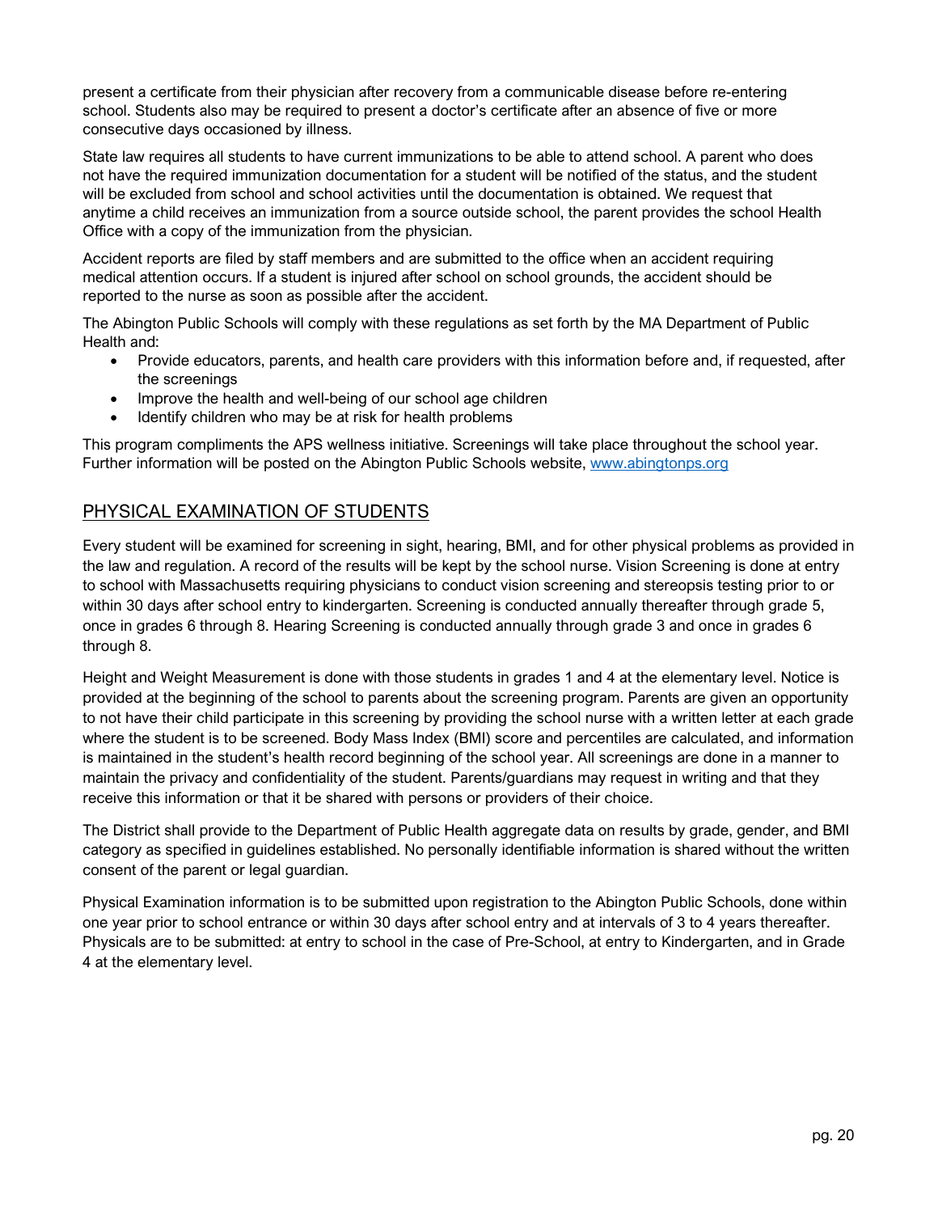present a certificate from their physician after recovery from a communicable disease before re-entering school. Students also may be required to present a doctor's certificate after an absence of five or more consecutive days occasioned by illness.

State law requires all students to have current immunizations to be able to attend school. A parent who does not have the required immunization documentation for a student will be notified of the status, and the student will be excluded from school and school activities until the documentation is obtained. We request that anytime a child receives an immunization from a source outside school, the parent provides the school Health Office with a copy of the immunization from the physician.

Accident reports are filed by staff members and are submitted to the office when an accident requiring medical attention occurs. If a student is injured after school on school grounds, the accident should be reported to the nurse as soon as possible after the accident.

The Abington Public Schools will comply with these regulations as set forth by the MA Department of Public Health and:

- Provide educators, parents, and health care providers with this information before and, if requested, after the screenings
- Improve the health and well-being of our school age children
- Identify children who may be at risk for health problems

This program compliments the APS wellness initiative. Screenings will take place throughout the school year. Further information will be posted on the Abington Public Schools website, [www.abingtonps.org](http://www.abingtonps.org)

## PHYSICAL EXAMINATION OF STUDENTS

Every student will be examined for screening in sight, hearing, BMI, and for other physical problems as provided in the law and regulation. A record of the results will be kept by the school nurse. Vision Screening is done at entry to school with Massachusetts requiring physicians to conduct vision screening and stereopsis testing prior to or within 30 days after school entry to kindergarten. Screening is conducted annually thereafter through grade 5, once in grades 6 through 8. Hearing Screening is conducted annually through grade 3 and once in grades 6 through 8.

Height and Weight Measurement is done with those students in grades 1 and 4 at the elementary level. Notice is provided at the beginning of the school to parents about the screening program. Parents are given an opportunity to not have their child participate in this screening by providing the school nurse with a written letter at each grade where the student is to be screened. Body Mass Index (BMI) score and percentiles are calculated, and information is maintained in the student's health record beginning of the school year. All screenings are done in a manner to maintain the privacy and confidentiality of the student. Parents/guardians may request in writing and that they receive this information or that it be shared with persons or providers of their choice.

The District shall provide to the Department of Public Health aggregate data on results by grade, gender, and BMI category as specified in guidelines established. No personally identifiable information is shared without the written consent of the parent or legal guardian.

Physical Examination information is to be submitted upon registration to the Abington Public Schools, done within one year prior to school entrance or within 30 days after school entry and at intervals of 3 to 4 years thereafter. Physicals are to be submitted: at entry to school in the case of Pre-School, at entry to Kindergarten, and in Grade 4 at the elementary level.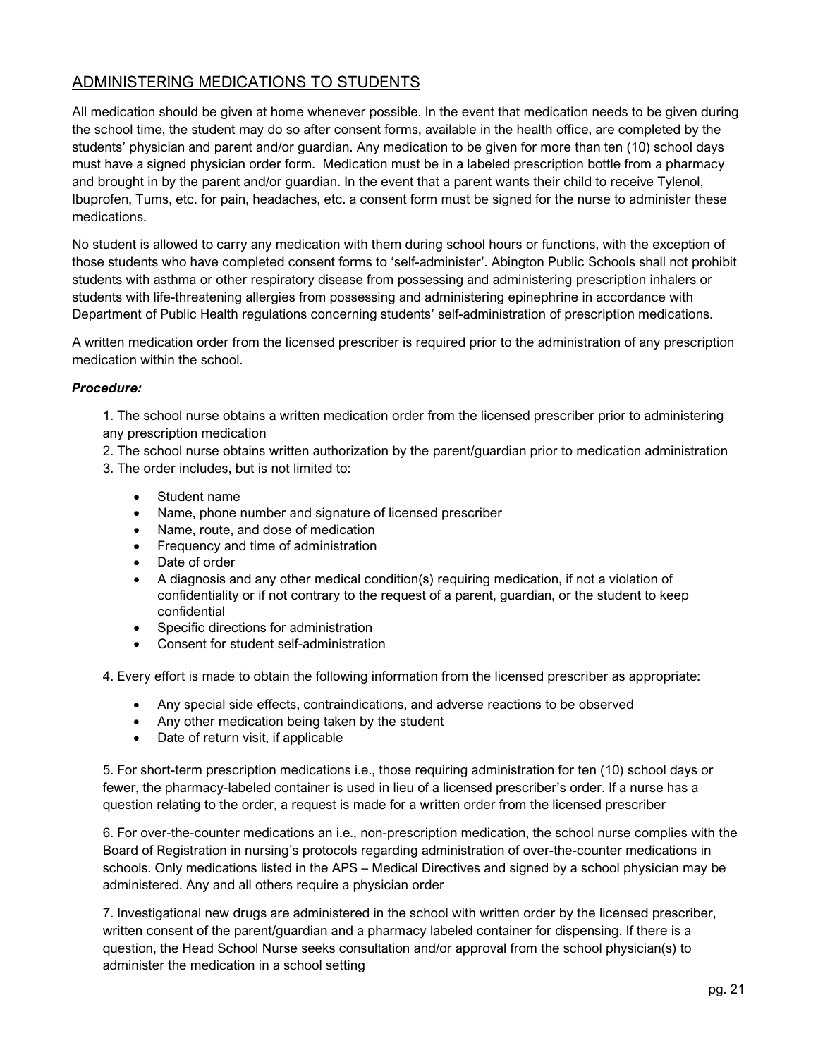## ADMINISTERING MEDICATIONS TO STUDENTS

All medication should be given at home whenever possible. In the event that medication needs to be given during the school time, the student may do so after consent forms, available in the health office, are completed by the students' physician and parent and/or guardian. Any medication to be given for more than ten (10) school days must have a signed physician order form. Medication must be in a labeled prescription bottle from a pharmacy and brought in by the parent and/or guardian. In the event that a parent wants their child to receive Tylenol, Ibuprofen, Tums, etc. for pain, headaches, etc. a consent form must be signed for the nurse to administer these medications.

No student is allowed to carry any medication with them during school hours or functions, with the exception of those students who have completed consent forms to 'self-administer'. Abington Public Schools shall not prohibit students with asthma or other respiratory disease from possessing and administering prescription inhalers or students with life-threatening allergies from possessing and administering epinephrine in accordance with Department of Public Health regulations concerning students' self-administration of prescription medications.

A written medication order from the licensed prescriber is required prior to the administration of any prescription medication within the school.

***Procedure:***

1. The school nurse obtains a written medication order from the licensed prescriber prior to administering any prescription medication
2. The school nurse obtains written authorization by the parent/guardian prior to medication administration
3. The order includes, but is not limited to:
    - Student name
    - Name, phone number and signature of licensed prescriber
    - Name, route, and dose of medication
    - Frequency and time of administration
    - Date of order
    - A diagnosis and any other medical condition(s) requiring medication, if not a violation of confidentiality or if not contrary to the request of a parent, guardian, or the student to keep confidential
    - Specific directions for administration
    - Consent for student self-administration

4. Every effort is made to obtain the following information from the licensed prescriber as appropriate:
    - Any special side effects, contraindications, and adverse reactions to be observed
    - Any other medication being taken by the student
    - Date of return visit, if applicable

5. For short-term prescription medications i.e., those requiring administration for ten (10) school days or fewer, the pharmacy-labeled container is used in lieu of a licensed prescriber's order. If a nurse has a question relating to the order, a request is made for a written order from the licensed prescriber

6. For over-the-counter medications an i.e., non-prescription medication, the school nurse complies with the Board of Registration in nursing's protocols regarding administration of over-the-counter medications in schools. Only medications listed in the APS – Medical Directives and signed by a school physician may be administered. Any and all others require a physician order

7. Investigational new drugs are administered in the school with written order by the licensed prescriber, written consent of the parent/guardian and a pharmacy labeled container for dispensing. If there is a question, the Head School Nurse seeks consultation and/or approval from the school physician(s) to administer the medication in a school setting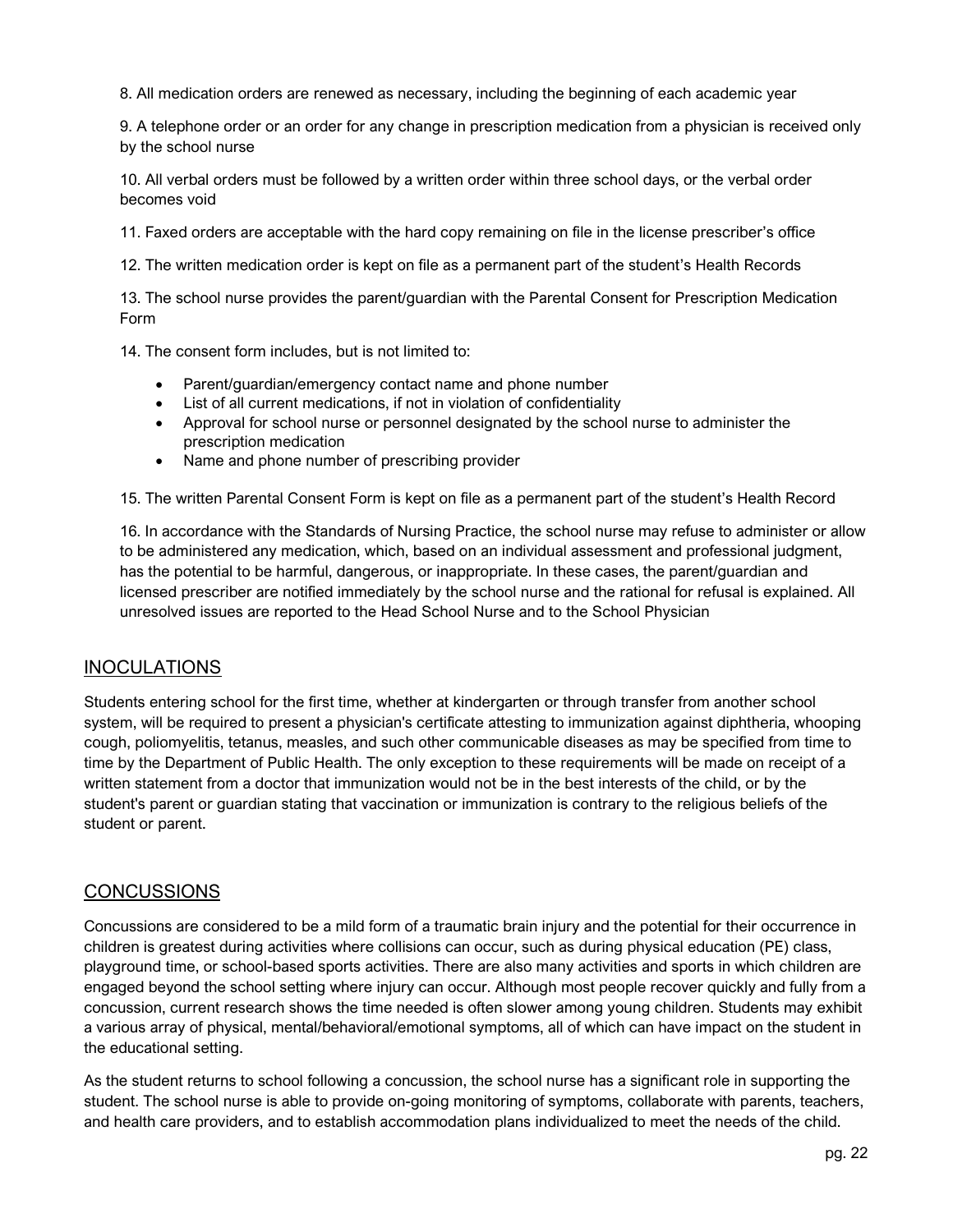8. All medication orders are renewed as necessary, including the beginning of each academic year

9. A telephone order or an order for any change in prescription medication from a physician is received only by the school nurse

10. All verbal orders must be followed by a written order within three school days, or the verbal order becomes void

11. Faxed orders are acceptable with the hard copy remaining on file in the license prescriber's office

12. The written medication order is kept on file as a permanent part of the student's Health Records

13. The school nurse provides the parent/guardian with the Parental Consent for Prescription Medication Form

14. The consent form includes, but is not limited to:

- Parent/guardian/emergency contact name and phone number
- List of all current medications, if not in violation of confidentiality
- Approval for school nurse or personnel designated by the school nurse to administer the prescription medication
- Name and phone number of prescribing provider

15. The written Parental Consent Form is kept on file as a permanent part of the student's Health Record

16. In accordance with the Standards of Nursing Practice, the school nurse may refuse to administer or allow to be administered any medication, which, based on an individual assessment and professional judgment, has the potential to be harmful, dangerous, or inappropriate. In these cases, the parent/guardian and licensed prescriber are notified immediately by the school nurse and the rational for refusal is explained. All unresolved issues are reported to the Head School Nurse and to the School Physician

## INOCULATIONS

Students entering school for the first time, whether at kindergarten or through transfer from another school system, will be required to present a physician's certificate attesting to immunization against diphtheria, whooping cough, poliomyelitis, tetanus, measles, and such other communicable diseases as may be specified from time to time by the Department of Public Health. The only exception to these requirements will be made on receipt of a written statement from a doctor that immunization would not be in the best interests of the child, or by the student's parent or guardian stating that vaccination or immunization is contrary to the religious beliefs of the student or parent.

## CONCUSSIONS

Concussions are considered to be a mild form of a traumatic brain injury and the potential for their occurrence in children is greatest during activities where collisions can occur, such as during physical education (PE) class, playground time, or school-based sports activities. There are also many activities and sports in which children are engaged beyond the school setting where injury can occur. Although most people recover quickly and fully from a concussion, current research shows the time needed is often slower among young children. Students may exhibit a various array of physical, mental/behavioral/emotional symptoms, all of which can have impact on the student in the educational setting.

As the student returns to school following a concussion, the school nurse has a significant role in supporting the student. The school nurse is able to provide on-going monitoring of symptoms, collaborate with parents, teachers, and health care providers, and to establish accommodation plans individualized to meet the needs of the child.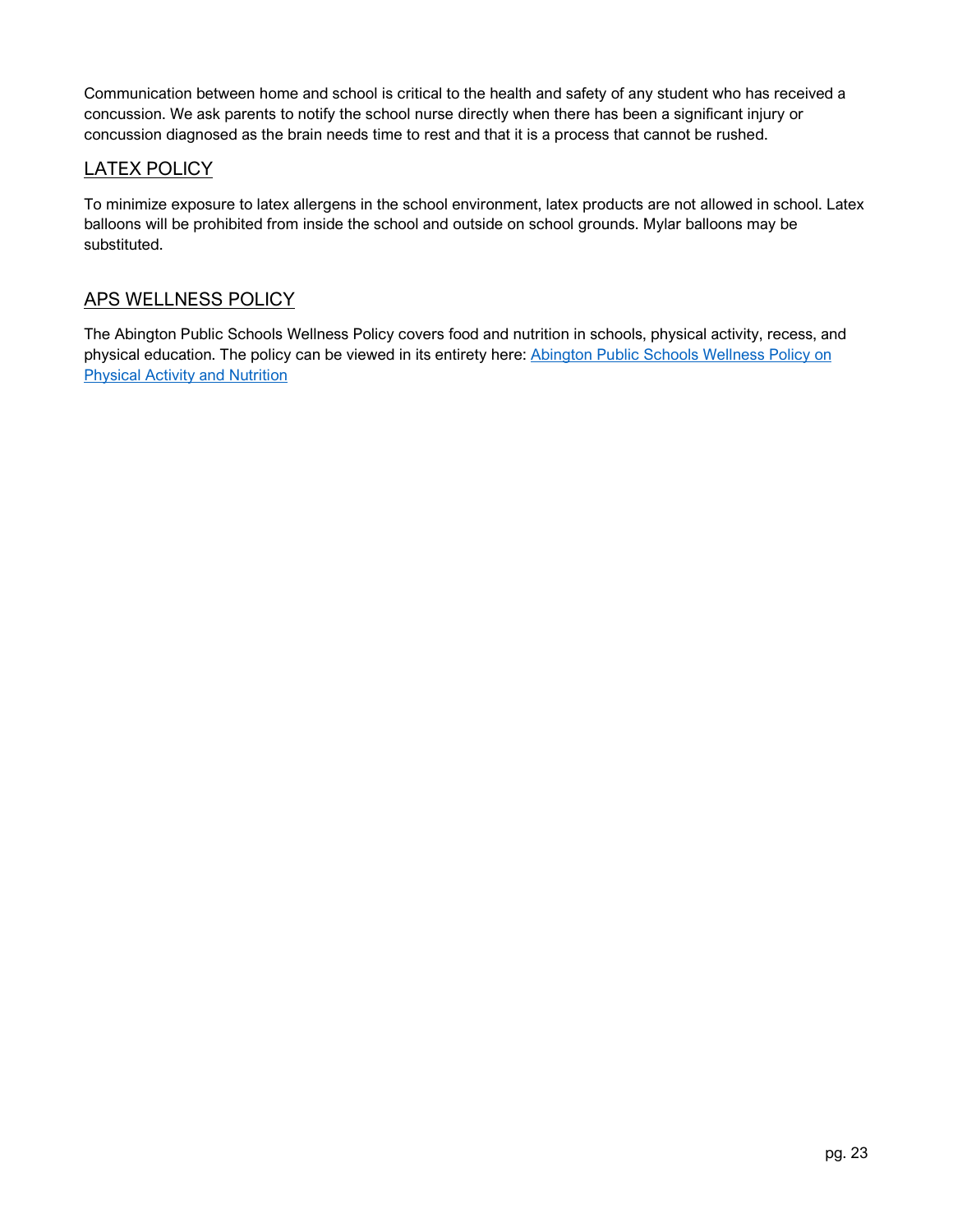Communication between home and school is critical to the health and safety of any student who has received a concussion. We ask parents to notify the school nurse directly when there has been a significant injury or concussion diagnosed as the brain needs time to rest and that it is a process that cannot be rushed.

## LATEX POLICY

To minimize exposure to latex allergens in the school environment, latex products are not allowed in school. Latex balloons will be prohibited from inside the school and outside on school grounds. Mylar balloons may be substituted.

## APS WELLNESS POLICY

The Abington Public Schools Wellness Policy covers food and nutrition in schools, physical activity, recess, and physical education. The policy can be viewed in its entirety here: Abington Public Schools Wellness Policy on Physical Activity and Nutrition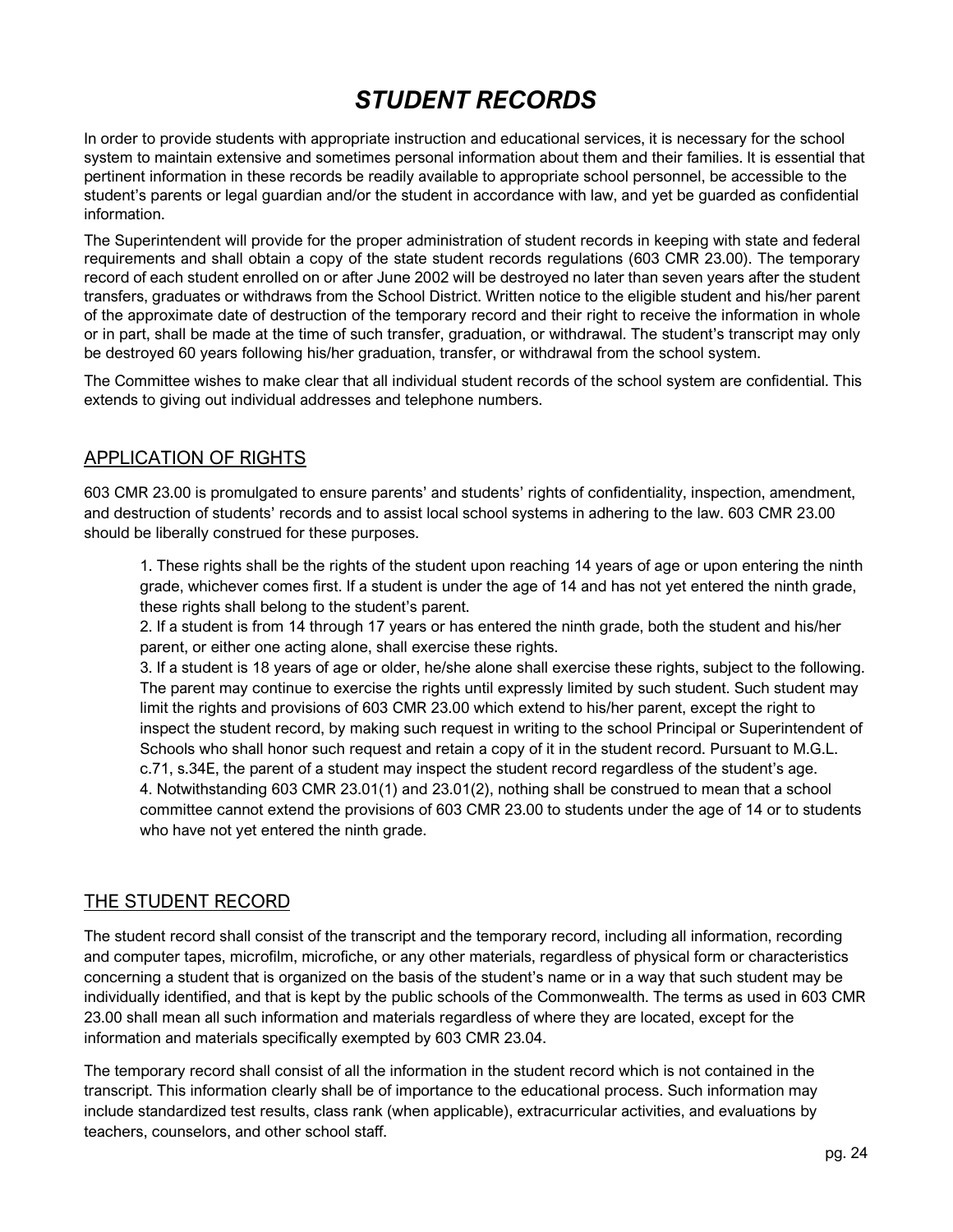# *STUDENT RECORDS*

In order to provide students with appropriate instruction and educational services, it is necessary for the school system to maintain extensive and sometimes personal information about them and their families. It is essential that pertinent information in these records be readily available to appropriate school personnel, be accessible to the student's parents or legal guardian and/or the student in accordance with law, and yet be guarded as confidential information.

The Superintendent will provide for the proper administration of student records in keeping with state and federal requirements and shall obtain a copy of the state student records regulations (603 CMR 23.00). The temporary record of each student enrolled on or after June 2002 will be destroyed no later than seven years after the student transfers, graduates or withdraws from the School District. Written notice to the eligible student and his/her parent of the approximate date of destruction of the temporary record and their right to receive the information in whole or in part, shall be made at the time of such transfer, graduation, or withdrawal. The student's transcript may only be destroyed 60 years following his/her graduation, transfer, or withdrawal from the school system.

The Committee wishes to make clear that all individual student records of the school system are confidential. This extends to giving out individual addresses and telephone numbers.

## APPLICATION OF RIGHTS

603 CMR 23.00 is promulgated to ensure parents' and students' rights of confidentiality, inspection, amendment, and destruction of students' records and to assist local school systems in adhering to the law. 603 CMR 23.00 should be liberally construed for these purposes.

1. These rights shall be the rights of the student upon reaching 14 years of age or upon entering the ninth grade, whichever comes first. If a student is under the age of 14 and has not yet entered the ninth grade, these rights shall belong to the student's parent.
2. If a student is from 14 through 17 years or has entered the ninth grade, both the student and his/her parent, or either one acting alone, shall exercise these rights.
3. If a student is 18 years of age or older, he/she alone shall exercise these rights, subject to the following. The parent may continue to exercise the rights until expressly limited by such student. Such student may limit the rights and provisions of 603 CMR 23.00 which extend to his/her parent, except the right to inspect the student record, by making such request in writing to the school Principal or Superintendent of Schools who shall honor such request and retain a copy of it in the student record. Pursuant to M.G.L. c.71, s.34E, the parent of a student may inspect the student record regardless of the student's age.
4. Notwithstanding 603 CMR 23.01(1) and 23.01(2), nothing shall be construed to mean that a school committee cannot extend the provisions of 603 CMR 23.00 to students under the age of 14 or to students who have not yet entered the ninth grade.

## THE STUDENT RECORD

The student record shall consist of the transcript and the temporary record, including all information, recording and computer tapes, microfilm, microfiche, or any other materials, regardless of physical form or characteristics concerning a student that is organized on the basis of the student's name or in a way that such student may be individually identified, and that is kept by the public schools of the Commonwealth. The terms as used in 603 CMR 23.00 shall mean all such information and materials regardless of where they are located, except for the information and materials specifically exempted by 603 CMR 23.04.

The temporary record shall consist of all the information in the student record which is not contained in the transcript. This information clearly shall be of importance to the educational process. Such information may include standardized test results, class rank (when applicable), extracurricular activities, and evaluations by teachers, counselors, and other school staff.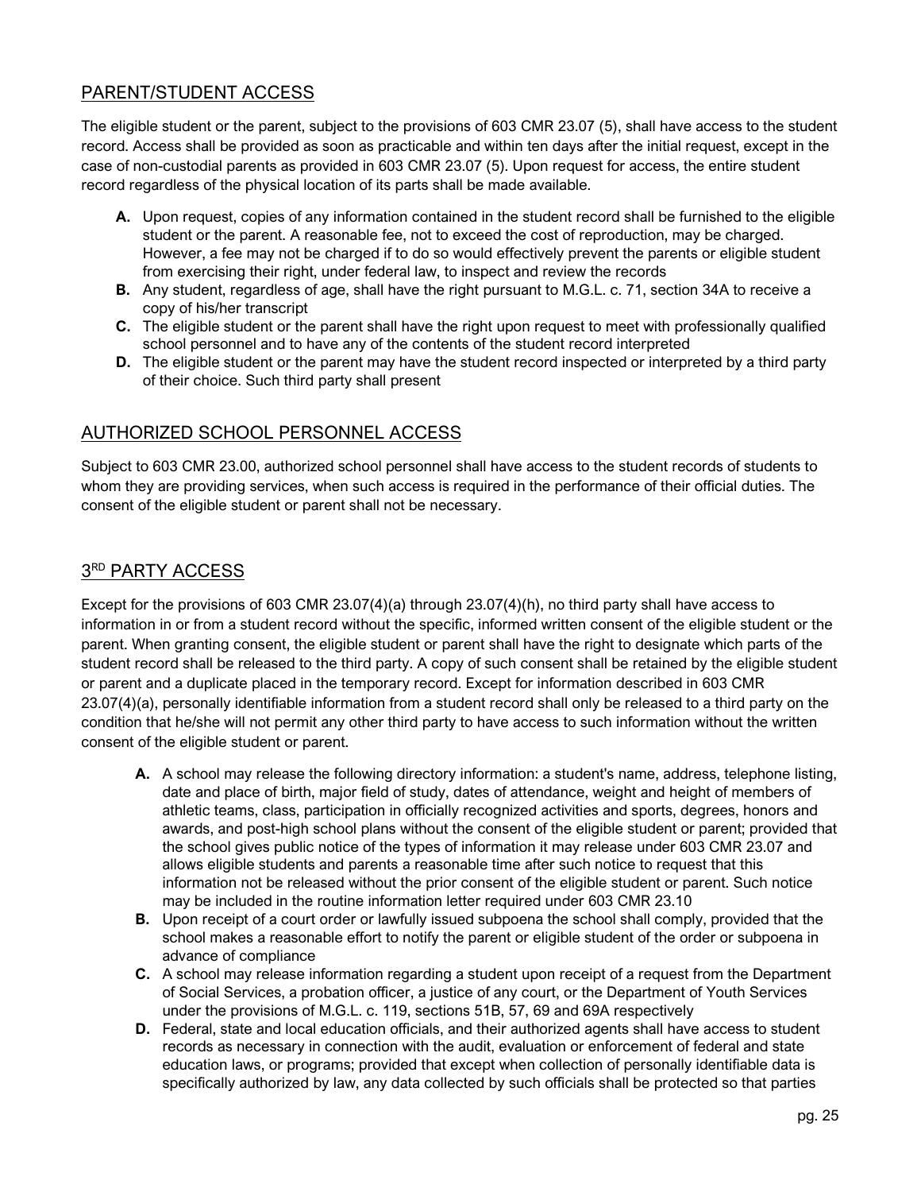## PARENT/STUDENT ACCESS

The eligible student or the parent, subject to the provisions of 603 CMR 23.07 (5), shall have access to the student record. Access shall be provided as soon as practicable and within ten days after the initial request, except in the case of non-custodial parents as provided in 603 CMR 23.07 (5). Upon request for access, the entire student record regardless of the physical location of its parts shall be made available.

- **A.** Upon request, copies of any information contained in the student record shall be furnished to the eligible student or the parent. A reasonable fee, not to exceed the cost of reproduction, may be charged. However, a fee may not be charged if to do so would effectively prevent the parents or eligible student from exercising their right, under federal law, to inspect and review the records
- **B.** Any student, regardless of age, shall have the right pursuant to M.G.L. c. 71, section 34A to receive a copy of his/her transcript
- **C.** The eligible student or the parent shall have the right upon request to meet with professionally qualified school personnel and to have any of the contents of the student record interpreted
- **D.** The eligible student or the parent may have the student record inspected or interpreted by a third party of their choice. Such third party shall present

## AUTHORIZED SCHOOL PERSONNEL ACCESS

Subject to 603 CMR 23.00, authorized school personnel shall have access to the student records of students to whom they are providing services, when such access is required in the performance of their official duties. The consent of the eligible student or parent shall not be necessary.

## 3RD PARTY ACCESS

Except for the provisions of 603 CMR 23.07(4)(a) through 23.07(4)(h), no third party shall have access to information in or from a student record without the specific, informed written consent of the eligible student or the parent. When granting consent, the eligible student or parent shall have the right to designate which parts of the student record shall be released to the third party. A copy of such consent shall be retained by the eligible student or parent and a duplicate placed in the temporary record. Except for information described in 603 CMR 23.07(4)(a), personally identifiable information from a student record shall only be released to a third party on the condition that he/she will not permit any other third party to have access to such information without the written consent of the eligible student or parent.

- **A.** A school may release the following directory information: a student's name, address, telephone listing, date and place of birth, major field of study, dates of attendance, weight and height of members of athletic teams, class, participation in officially recognized activities and sports, degrees, honors and awards, and post-high school plans without the consent of the eligible student or parent; provided that the school gives public notice of the types of information it may release under 603 CMR 23.07 and allows eligible students and parents a reasonable time after such notice to request that this information not be released without the prior consent of the eligible student or parent. Such notice may be included in the routine information letter required under 603 CMR 23.10
- **B.** Upon receipt of a court order or lawfully issued subpoena the school shall comply, provided that the school makes a reasonable effort to notify the parent or eligible student of the order or subpoena in advance of compliance
- **C.** A school may release information regarding a student upon receipt of a request from the Department of Social Services, a probation officer, a justice of any court, or the Department of Youth Services under the provisions of M.G.L. c. 119, sections 51B, 57, 69 and 69A respectively
- **D.** Federal, state and local education officials, and their authorized agents shall have access to student records as necessary in connection with the audit, evaluation or enforcement of federal and state education laws, or programs; provided that except when collection of personally identifiable data is specifically authorized by law, any data collected by such officials shall be protected so that parties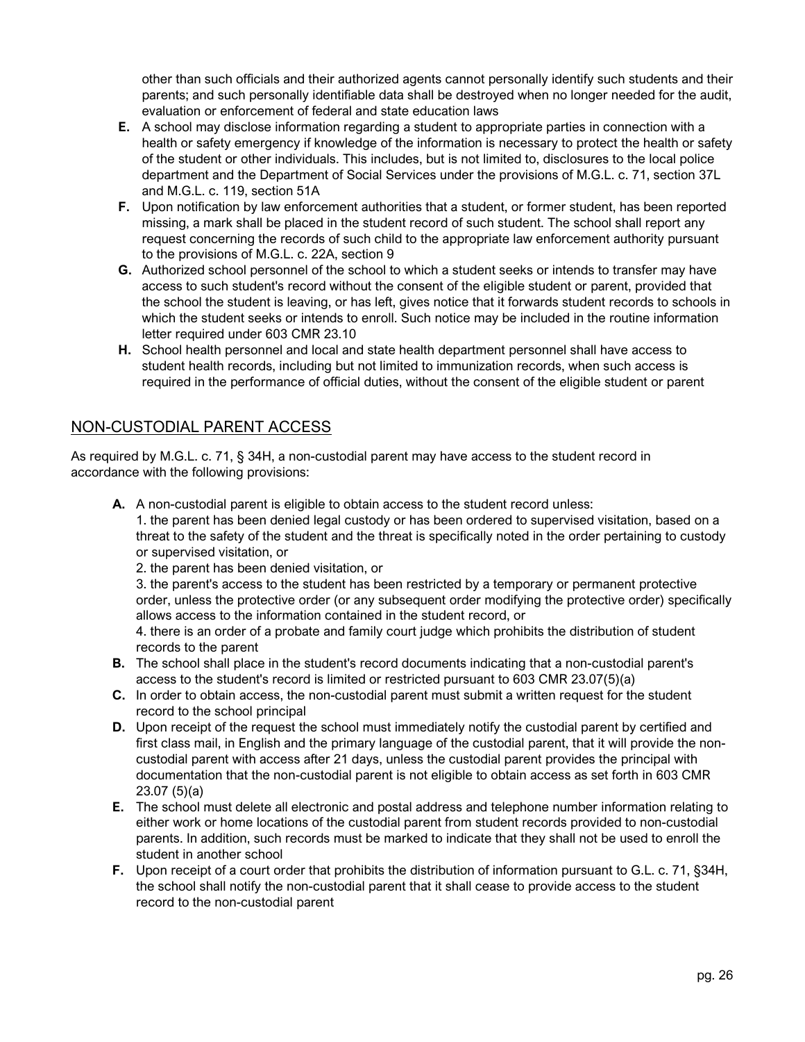other than such officials and their authorized agents cannot personally identify such students and their parents; and such personally identifiable data shall be destroyed when no longer needed for the audit, evaluation or enforcement of federal and state education laws

**E.** A school may disclose information regarding a student to appropriate parties in connection with a health or safety emergency if knowledge of the information is necessary to protect the health or safety of the student or other individuals. This includes, but is not limited to, disclosures to the local police department and the Department of Social Services under the provisions of M.G.L. c. 71, section 37L and M.G.L. c. 119, section 51A

**F.** Upon notification by law enforcement authorities that a student, or former student, has been reported missing, a mark shall be placed in the student record of such student. The school shall report any request concerning the records of such child to the appropriate law enforcement authority pursuant to the provisions of M.G.L. c. 22A, section 9

**G.** Authorized school personnel of the school to which a student seeks or intends to transfer may have access to such student's record without the consent of the eligible student or parent, provided that the school the student is leaving, or has left, gives notice that it forwards student records to schools in which the student seeks or intends to enroll. Such notice may be included in the routine information letter required under 603 CMR 23.10

**H.** School health personnel and local and state health department personnel shall have access to student health records, including but not limited to immunization records, when such access is required in the performance of official duties, without the consent of the eligible student or parent

## NON-CUSTODIAL PARENT ACCESS

As required by M.G.L. c. 71, § 34H, a non-custodial parent may have access to the student record in accordance with the following provisions:

**A.** A non-custodial parent is eligible to obtain access to the student record unless:
1. the parent has been denied legal custody or has been ordered to supervised visitation, based on a threat to the safety of the student and the threat is specifically noted in the order pertaining to custody or supervised visitation, or
2. the parent has been denied visitation, or
3. the parent's access to the student has been restricted by a temporary or permanent protective order, unless the protective order (or any subsequent order modifying the protective order) specifically allows access to the information contained in the student record, or
4. there is an order of a probate and family court judge which prohibits the distribution of student records to the parent

**B.** The school shall place in the student's record documents indicating that a non-custodial parent's access to the student's record is limited or restricted pursuant to 603 CMR 23.07(5)(a)

**C.** In order to obtain access, the non-custodial parent must submit a written request for the student record to the school principal

**D.** Upon receipt of the request the school must immediately notify the custodial parent by certified and first class mail, in English and the primary language of the custodial parent, that it will provide the non-custodial parent with access after 21 days, unless the custodial parent provides the principal with documentation that the non-custodial parent is not eligible to obtain access as set forth in 603 CMR 23.07 (5)(a)

**E.** The school must delete all electronic and postal address and telephone number information relating to either work or home locations of the custodial parent from student records provided to non-custodial parents. In addition, such records must be marked to indicate that they shall not be used to enroll the student in another school

**F.** Upon receipt of a court order that prohibits the distribution of information pursuant to G.L. c. 71, §34H, the school shall notify the non-custodial parent that it shall cease to provide access to the student record to the non-custodial parent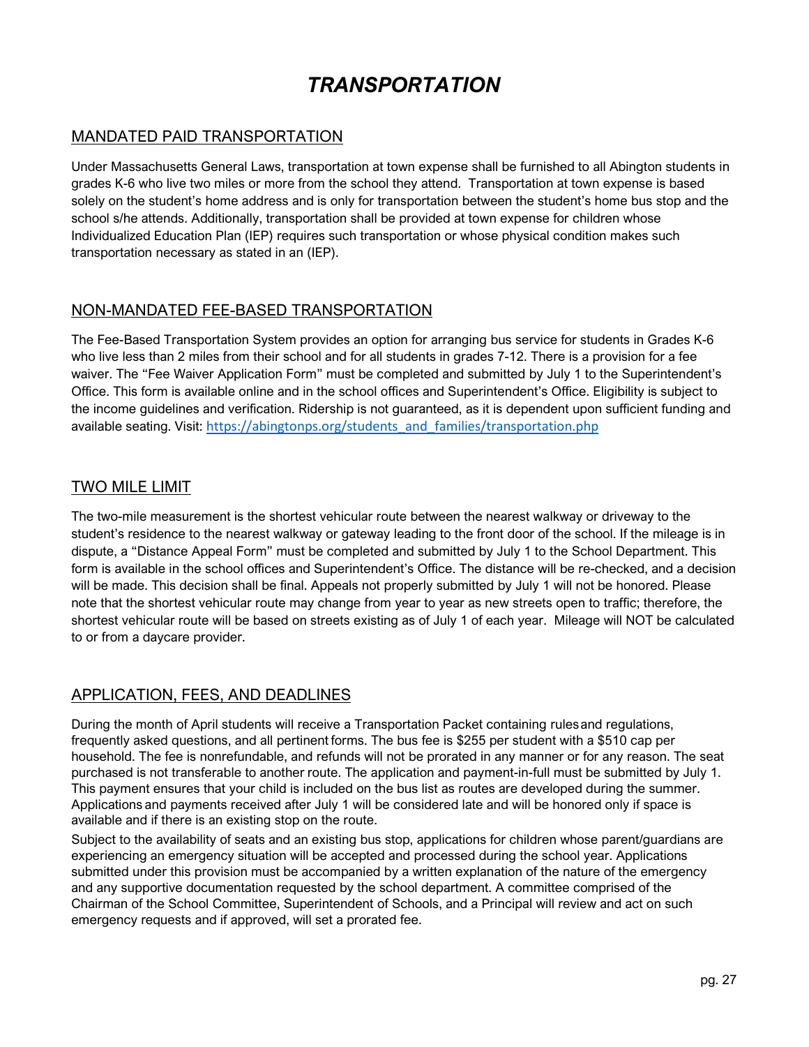# *TRANSPORTATION*

## MANDATED PAID TRANSPORTATION

Under Massachusetts General Laws, transportation at town expense shall be furnished to all Abington students in grades K-6 who live two miles or more from the school they attend. Transportation at town expense is based solely on the student's home address and is only for transportation between the student's home bus stop and the school s/he attends. Additionally, transportation shall be provided at town expense for children whose Individualized Education Plan (IEP) requires such transportation or whose physical condition makes such transportation necessary as stated in an (IEP).

## NON-MANDATED FEE-BASED TRANSPORTATION

The Fee-Based Transportation System provides an option for arranging bus service for students in Grades K-6 who live less than 2 miles from their school and for all students in grades 7-12. There is a provision for a fee waiver. The "Fee Waiver Application Form" must be completed and submitted by July 1 to the Superintendent's Office. This form is available online and in the school offices and Superintendent's Office. Eligibility is subject to the income guidelines and verification. Ridership is not guaranteed, as it is dependent upon sufficient funding and available seating. Visit: [https://abingtonps.org/students_and_families/transportation.php](https://abingtonps.org/students_and_families/transportation.php)

## TWO MILE LIMIT

The two-mile measurement is the shortest vehicular route between the nearest walkway or driveway to the student's residence to the nearest walkway or gateway leading to the front door of the school. If the mileage is in dispute, a "Distance Appeal Form" must be completed and submitted by July 1 to the School Department. This form is available in the school offices and Superintendent's Office. The distance will be re-checked, and a decision will be made. This decision shall be final. Appeals not properly submitted by July 1 will not be honored. Please note that the shortest vehicular route may change from year to year as new streets open to traffic; therefore, the shortest vehicular route will be based on streets existing as of July 1 of each year. Mileage will NOT be calculated to or from a daycare provider.

## APPLICATION, FEES, AND DEADLINES

During the month of April students will receive a Transportation Packet containing rules and regulations, frequently asked questions, and all pertinent forms. The bus fee is $255 per student with a $510 cap per household. The fee is nonrefundable, and refunds will not be prorated in any manner or for any reason. The seat purchased is not transferable to another route. The application and payment-in-full must be submitted by July 1. This payment ensures that your child is included on the bus list as routes are developed during the summer. Applications and payments received after July 1 will be considered late and will be honored only if space is available and if there is an existing stop on the route.

Subject to the availability of seats and an existing bus stop, applications for children whose parent/guardians are experiencing an emergency situation will be accepted and processed during the school year. Applications submitted under this provision must be accompanied by a written explanation of the nature of the emergency and any supportive documentation requested by the school department. A committee comprised of the Chairman of the School Committee, Superintendent of Schools, and a Principal will review and act on such emergency requests and if approved, will set a prorated fee.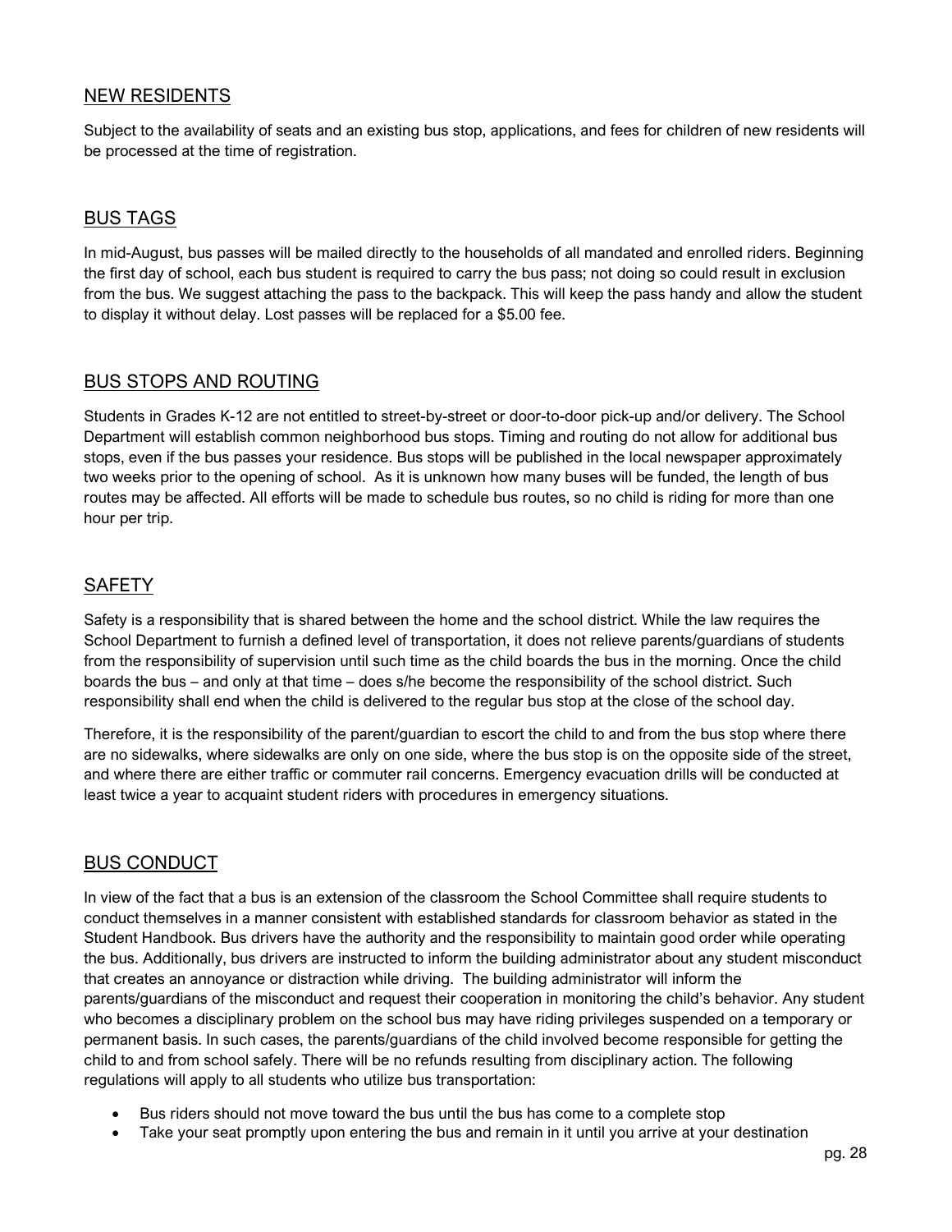## NEW RESIDENTS

Subject to the availability of seats and an existing bus stop, applications, and fees for children of new residents will be processed at the time of registration.

## BUS TAGS

In mid-August, bus passes will be mailed directly to the households of all mandated and enrolled riders. Beginning the first day of school, each bus student is required to carry the bus pass; not doing so could result in exclusion from the bus. We suggest attaching the pass to the backpack. This will keep the pass handy and allow the student to display it without delay. Lost passes will be replaced for a $5.00 fee.

## BUS STOPS AND ROUTING

Students in Grades K-12 are not entitled to street-by-street or door-to-door pick-up and/or delivery. The School Department will establish common neighborhood bus stops. Timing and routing do not allow for additional bus stops, even if the bus passes your residence. Bus stops will be published in the local newspaper approximately two weeks prior to the opening of school. As it is unknown how many buses will be funded, the length of bus routes may be affected. All efforts will be made to schedule bus routes, so no child is riding for more than one hour per trip.

## SAFETY

Safety is a responsibility that is shared between the home and the school district. While the law requires the School Department to furnish a defined level of transportation, it does not relieve parents/guardians of students from the responsibility of supervision until such time as the child boards the bus in the morning. Once the child boards the bus – and only at that time – does s/he become the responsibility of the school district. Such responsibility shall end when the child is delivered to the regular bus stop at the close of the school day.

Therefore, it is the responsibility of the parent/guardian to escort the child to and from the bus stop where there are no sidewalks, where sidewalks are only on one side, where the bus stop is on the opposite side of the street, and where there are either traffic or commuter rail concerns. Emergency evacuation drills will be conducted at least twice a year to acquaint student riders with procedures in emergency situations.

## BUS CONDUCT

In view of the fact that a bus is an extension of the classroom the School Committee shall require students to conduct themselves in a manner consistent with established standards for classroom behavior as stated in the Student Handbook. Bus drivers have the authority and the responsibility to maintain good order while operating the bus. Additionally, bus drivers are instructed to inform the building administrator about any student misconduct that creates an annoyance or distraction while driving. The building administrator will inform the parents/guardians of the misconduct and request their cooperation in monitoring the child's behavior. Any student who becomes a disciplinary problem on the school bus may have riding privileges suspended on a temporary or permanent basis. In such cases, the parents/guardians of the child involved become responsible for getting the child to and from school safely. There will be no refunds resulting from disciplinary action. The following regulations will apply to all students who utilize bus transportation:

- Bus riders should not move toward the bus until the bus has come to a complete stop
- Take your seat promptly upon entering the bus and remain in it until you arrive at your destination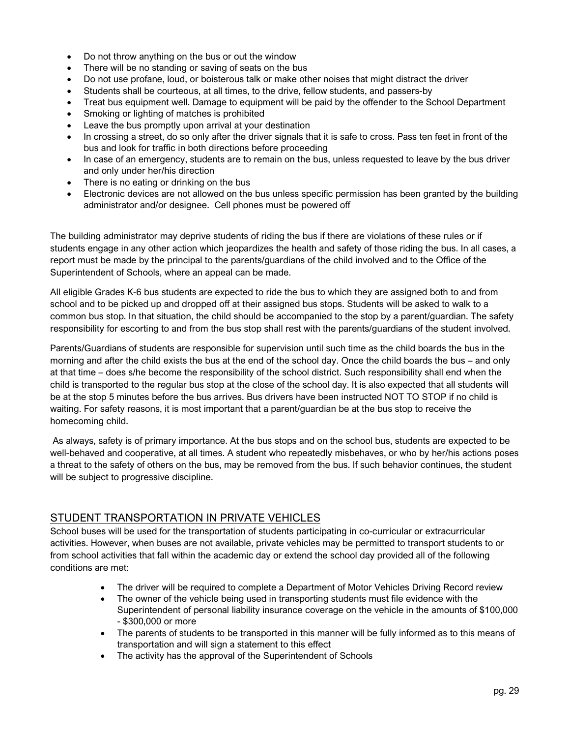- Do not throw anything on the bus or out the window
- There will be no standing or saving of seats on the bus
- Do not use profane, loud, or boisterous talk or make other noises that might distract the driver
- Students shall be courteous, at all times, to the drive, fellow students, and passers-by
- Treat bus equipment well. Damage to equipment will be paid by the offender to the School Department
- Smoking or lighting of matches is prohibited
- Leave the bus promptly upon arrival at your destination
- In crossing a street, do so only after the driver signals that it is safe to cross. Pass ten feet in front of the bus and look for traffic in both directions before proceeding
- In case of an emergency, students are to remain on the bus, unless requested to leave by the bus driver and only under her/his direction
- There is no eating or drinking on the bus
- Electronic devices are not allowed on the bus unless specific permission has been granted by the building administrator and/or designee. Cell phones must be powered off

The building administrator may deprive students of riding the bus if there are violations of these rules or if students engage in any other action which jeopardizes the health and safety of those riding the bus. In all cases, a report must be made by the principal to the parents/guardians of the child involved and to the Office of the Superintendent of Schools, where an appeal can be made.

All eligible Grades K-6 bus students are expected to ride the bus to which they are assigned both to and from school and to be picked up and dropped off at their assigned bus stops. Students will be asked to walk to a common bus stop. In that situation, the child should be accompanied to the stop by a parent/guardian. The safety responsibility for escorting to and from the bus stop shall rest with the parents/guardians of the student involved.

Parents/Guardians of students are responsible for supervision until such time as the child boards the bus in the morning and after the child exists the bus at the end of the school day. Once the child boards the bus – and only at that time – does s/he become the responsibility of the school district. Such responsibility shall end when the child is transported to the regular bus stop at the close of the school day. It is also expected that all students will be at the stop 5 minutes before the bus arrives. Bus drivers have been instructed NOT TO STOP if no child is waiting. For safety reasons, it is most important that a parent/guardian be at the bus stop to receive the homecoming child.

As always, safety is of primary importance. At the bus stops and on the school bus, students are expected to be well-behaved and cooperative, at all times. A student who repeatedly misbehaves, or who by her/his actions poses a threat to the safety of others on the bus, may be removed from the bus. If such behavior continues, the student will be subject to progressive discipline.

## STUDENT TRANSPORTATION IN PRIVATE VEHICLES

School buses will be used for the transportation of students participating in co-curricular or extracurricular activities. However, when buses are not available, private vehicles may be permitted to transport students to or from school activities that fall within the academic day or extend the school day provided all of the following conditions are met:

- The driver will be required to complete a Department of Motor Vehicles Driving Record review
- The owner of the vehicle being used in transporting students must file evidence with the Superintendent of personal liability insurance coverage on the vehicle in the amounts of $100,000 - $300,000 or more
- The parents of students to be transported in this manner will be fully informed as to this means of transportation and will sign a statement to this effect
- The activity has the approval of the Superintendent of Schools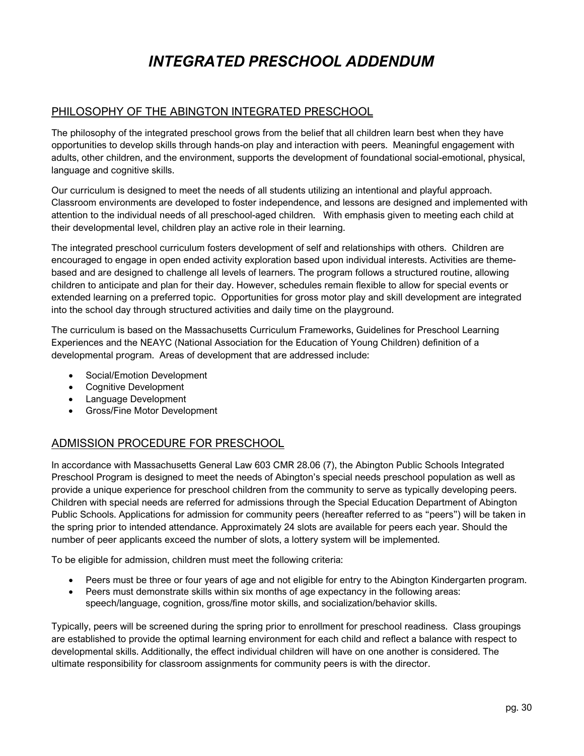# *INTEGRATED PRESCHOOL ADDENDUM*

## PHILOSOPHY OF THE ABINGTON INTEGRATED PRESCHOOL

The philosophy of the integrated preschool grows from the belief that all children learn best when they have opportunities to develop skills through hands-on play and interaction with peers. Meaningful engagement with adults, other children, and the environment, supports the development of foundational social-emotional, physical, language and cognitive skills.

Our curriculum is designed to meet the needs of all students utilizing an intentional and playful approach. Classroom environments are developed to foster independence, and lessons are designed and implemented with attention to the individual needs of all preschool-aged children. With emphasis given to meeting each child at their developmental level, children play an active role in their learning.

The integrated preschool curriculum fosters development of self and relationships with others. Children are encouraged to engage in open ended activity exploration based upon individual interests. Activities are theme-based and are designed to challenge all levels of learners. The program follows a structured routine, allowing children to anticipate and plan for their day. However, schedules remain flexible to allow for special events or extended learning on a preferred topic. Opportunities for gross motor play and skill development are integrated into the school day through structured activities and daily time on the playground.

The curriculum is based on the Massachusetts Curriculum Frameworks, Guidelines for Preschool Learning Experiences and the NEAYC (National Association for the Education of Young Children) definition of a developmental program. Areas of development that are addressed include:

- Social/Emotion Development
- Cognitive Development
- Language Development
- Gross/Fine Motor Development

## ADMISSION PROCEDURE FOR PRESCHOOL

In accordance with Massachusetts General Law 603 CMR 28.06 (7), the Abington Public Schools Integrated Preschool Program is designed to meet the needs of Abington's special needs preschool population as well as provide a unique experience for preschool children from the community to serve as typically developing peers. Children with special needs are referred for admissions through the Special Education Department of Abington Public Schools. Applications for admission for community peers (hereafter referred to as "peers") will be taken in the spring prior to intended attendance. Approximately 24 slots are available for peers each year. Should the number of peer applicants exceed the number of slots, a lottery system will be implemented.

To be eligible for admission, children must meet the following criteria:

- Peers must be three or four years of age and not eligible for entry to the Abington Kindergarten program.
- Peers must demonstrate skills within six months of age expectancy in the following areas: speech/language, cognition, gross/fine motor skills, and socialization/behavior skills.

Typically, peers will be screened during the spring prior to enrollment for preschool readiness. Class groupings are established to provide the optimal learning environment for each child and reflect a balance with respect to developmental skills. Additionally, the effect individual children will have on one another is considered. The ultimate responsibility for classroom assignments for community peers is with the director.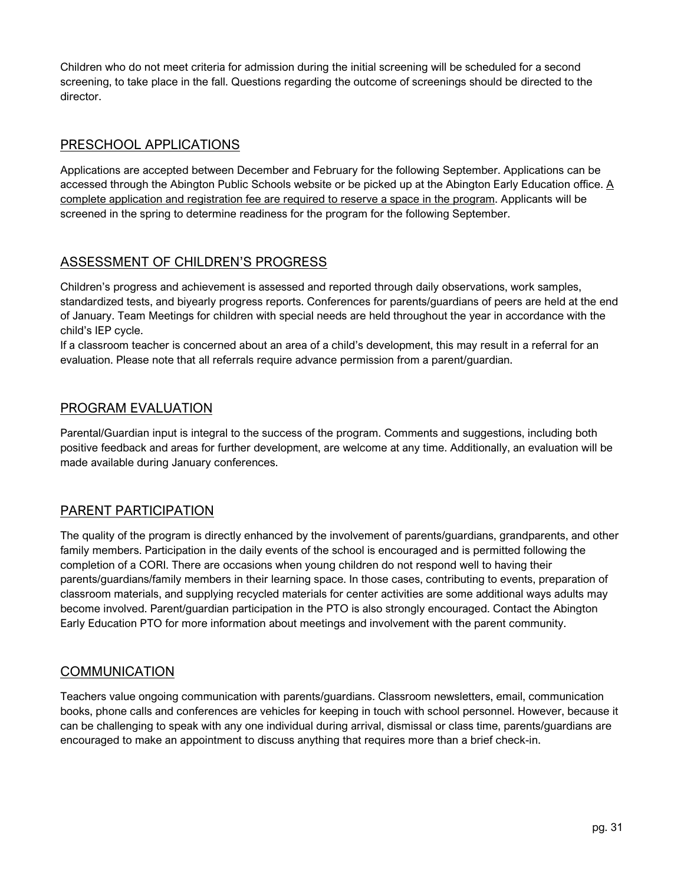Children who do not meet criteria for admission during the initial screening will be scheduled for a second screening, to take place in the fall. Questions regarding the outcome of screenings should be directed to the director.

## PRESCHOOL APPLICATIONS

Applications are accepted between December and February for the following September. Applications can be accessed through the Abington Public Schools website or be picked up at the Abington Early Education office. <u>A complete application and registration fee are required to reserve a space in the program</u>. Applicants will be screened in the spring to determine readiness for the program for the following September.

## ASSESSMENT OF CHILDREN'S PROGRESS

Children's progress and achievement is assessed and reported through daily observations, work samples, standardized tests, and biyearly progress reports. Conferences for parents/guardians of peers are held at the end of January. Team Meetings for children with special needs are held throughout the year in accordance with the child's IEP cycle.

If a classroom teacher is concerned about an area of a child's development, this may result in a referral for an evaluation. Please note that all referrals require advance permission from a parent/guardian.

## PROGRAM EVALUATION

Parental/Guardian input is integral to the success of the program. Comments and suggestions, including both positive feedback and areas for further development, are welcome at any time. Additionally, an evaluation will be made available during January conferences.

## PARENT PARTICIPATION

The quality of the program is directly enhanced by the involvement of parents/guardians, grandparents, and other family members. Participation in the daily events of the school is encouraged and is permitted following the completion of a CORI. There are occasions when young children do not respond well to having their parents/guardians/family members in their learning space. In those cases, contributing to events, preparation of classroom materials, and supplying recycled materials for center activities are some additional ways adults may become involved. Parent/guardian participation in the PTO is also strongly encouraged. Contact the Abington Early Education PTO for more information about meetings and involvement with the parent community.

## COMMUNICATION

Teachers value ongoing communication with parents/guardians. Classroom newsletters, email, communication books, phone calls and conferences are vehicles for keeping in touch with school personnel. However, because it can be challenging to speak with any one individual during arrival, dismissal or class time, parents/guardians are encouraged to make an appointment to discuss anything that requires more than a brief check-in.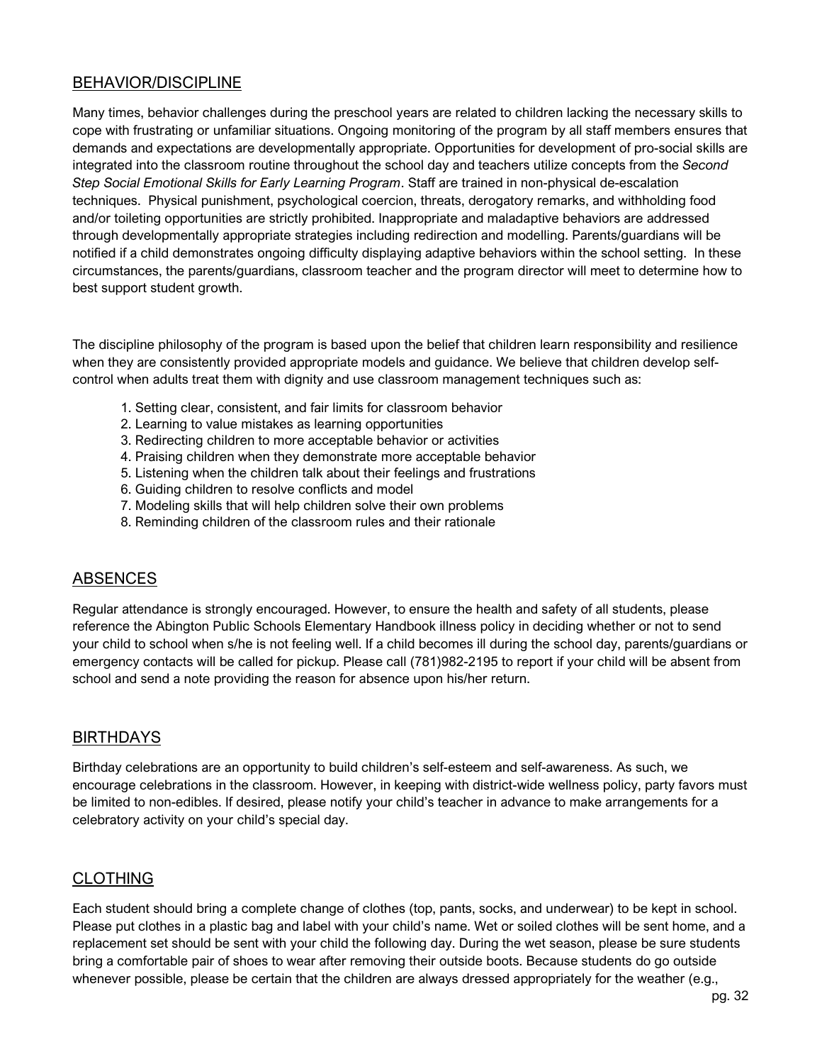## BEHAVIOR/DISCIPLINE

Many times, behavior challenges during the preschool years are related to children lacking the necessary skills to cope with frustrating or unfamiliar situations. Ongoing monitoring of the program by all staff members ensures that demands and expectations are developmentally appropriate. Opportunities for development of pro-social skills are integrated into the classroom routine throughout the school day and teachers utilize concepts from the *Second Step Social Emotional Skills for Early Learning Program*. Staff are trained in non-physical de-escalation techniques. Physical punishment, psychological coercion, threats, derogatory remarks, and withholding food and/or toileting opportunities are strictly prohibited. Inappropriate and maladaptive behaviors are addressed through developmentally appropriate strategies including redirection and modelling. Parents/guardians will be notified if a child demonstrates ongoing difficulty displaying adaptive behaviors within the school setting. In these circumstances, the parents/guardians, classroom teacher and the program director will meet to determine how to best support student growth.

The discipline philosophy of the program is based upon the belief that children learn responsibility and resilience when they are consistently provided appropriate models and guidance. We believe that children develop self-control when adults treat them with dignity and use classroom management techniques such as:

1. Setting clear, consistent, and fair limits for classroom behavior
2. Learning to value mistakes as learning opportunities
3. Redirecting children to more acceptable behavior or activities
4. Praising children when they demonstrate more acceptable behavior
5. Listening when the children talk about their feelings and frustrations
6. Guiding children to resolve conflicts and model
7. Modeling skills that will help children solve their own problems
8. Reminding children of the classroom rules and their rationale

## ABSENCES

Regular attendance is strongly encouraged. However, to ensure the health and safety of all students, please reference the Abington Public Schools Elementary Handbook illness policy in deciding whether or not to send your child to school when s/he is not feeling well. If a child becomes ill during the school day, parents/guardians or emergency contacts will be called for pickup. Please call (781)982-2195 to report if your child will be absent from school and send a note providing the reason for absence upon his/her return.

## BIRTHDAYS

Birthday celebrations are an opportunity to build children's self-esteem and self-awareness. As such, we encourage celebrations in the classroom. However, in keeping with district-wide wellness policy, party favors must be limited to non-edibles. If desired, please notify your child's teacher in advance to make arrangements for a celebratory activity on your child's special day.

## CLOTHING

Each student should bring a complete change of clothes (top, pants, socks, and underwear) to be kept in school. Please put clothes in a plastic bag and label with your child's name. Wet or soiled clothes will be sent home, and a replacement set should be sent with your child the following day. During the wet season, please be sure students bring a comfortable pair of shoes to wear after removing their outside boots. Because students do go outside whenever possible, please be certain that the children are always dressed appropriately for the weather (e.g.,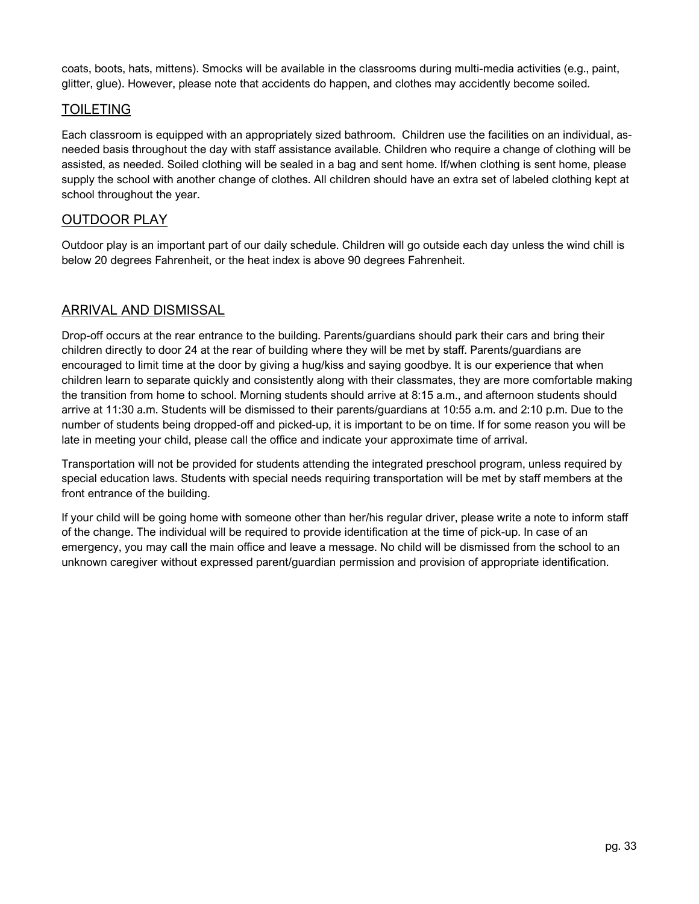coats, boots, hats, mittens). Smocks will be available in the classrooms during multi-media activities (e.g., paint, glitter, glue). However, please note that accidents do happen, and clothes may accidently become soiled.

## TOILETING

Each classroom is equipped with an appropriately sized bathroom. Children use the facilities on an individual, as-needed basis throughout the day with staff assistance available. Children who require a change of clothing will be assisted, as needed. Soiled clothing will be sealed in a bag and sent home. If/when clothing is sent home, please supply the school with another change of clothes. All children should have an extra set of labeled clothing kept at school throughout the year.

## OUTDOOR PLAY

Outdoor play is an important part of our daily schedule. Children will go outside each day unless the wind chill is below 20 degrees Fahrenheit, or the heat index is above 90 degrees Fahrenheit.

## ARRIVAL AND DISMISSAL

Drop-off occurs at the rear entrance to the building. Parents/guardians should park their cars and bring their children directly to door 24 at the rear of building where they will be met by staff. Parents/guardians are encouraged to limit time at the door by giving a hug/kiss and saying goodbye. It is our experience that when children learn to separate quickly and consistently along with their classmates, they are more comfortable making the transition from home to school. Morning students should arrive at 8:15 a.m., and afternoon students should arrive at 11:30 a.m. Students will be dismissed to their parents/guardians at 10:55 a.m. and 2:10 p.m. Due to the number of students being dropped-off and picked-up, it is important to be on time. If for some reason you will be late in meeting your child, please call the office and indicate your approximate time of arrival.

Transportation will not be provided for students attending the integrated preschool program, unless required by special education laws. Students with special needs requiring transportation will be met by staff members at the front entrance of the building.

If your child will be going home with someone other than her/his regular driver, please write a note to inform staff of the change. The individual will be required to provide identification at the time of pick-up. In case of an emergency, you may call the main office and leave a message. No child will be dismissed from the school to an unknown caregiver without expressed parent/guardian permission and provision of appropriate identification.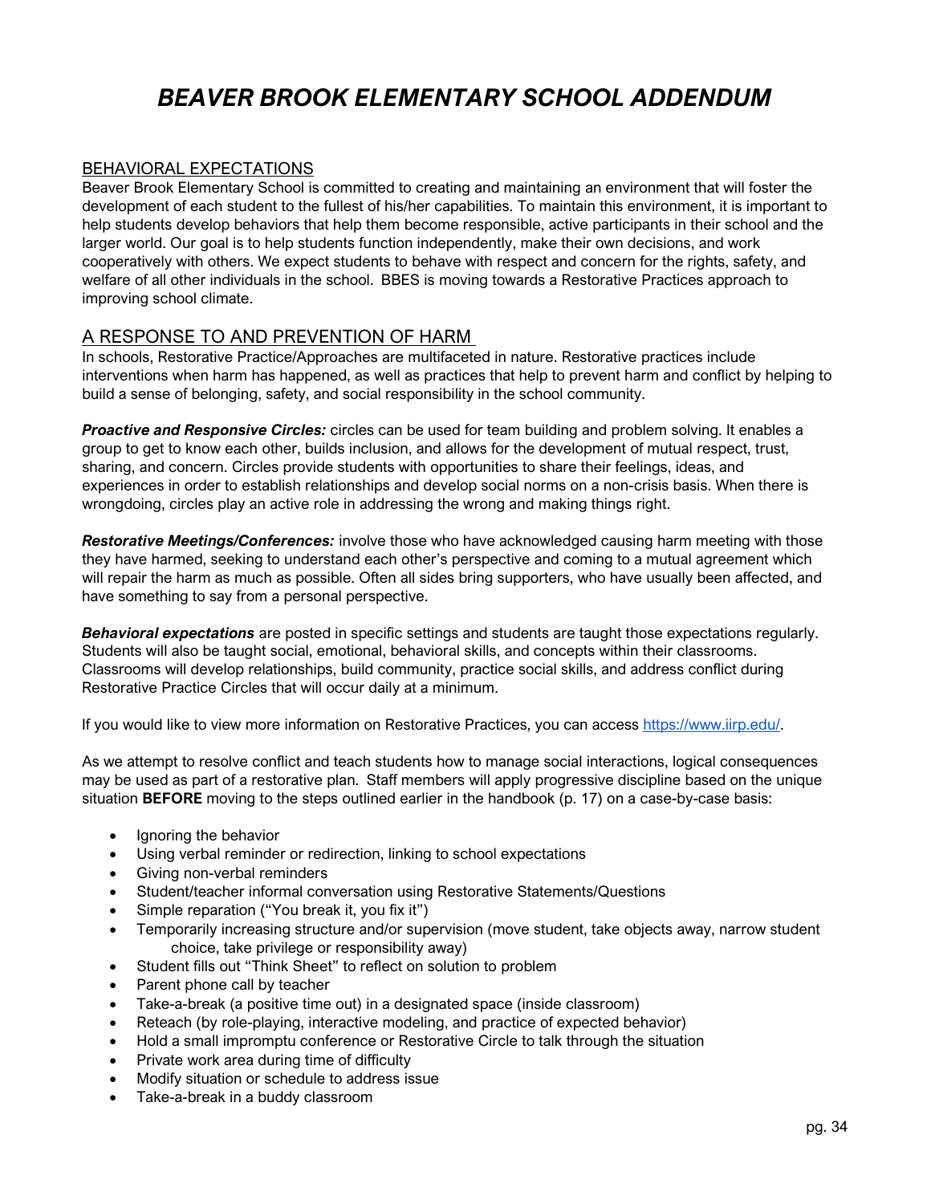# *BEAVER BROOK ELEMENTARY SCHOOL ADDENDUM*

## BEHAVIORAL EXPECTATIONS

Beaver Brook Elementary School is committed to creating and maintaining an environment that will foster the development of each student to the fullest of his/her capabilities. To maintain this environment, it is important to help students develop behaviors that help them become responsible, active participants in their school and the larger world. Our goal is to help students function independently, make their own decisions, and work cooperatively with others. We expect students to behave with respect and concern for the rights, safety, and welfare of all other individuals in the school. BBES is moving towards a Restorative Practices approach to improving school climate.

## A RESPONSE TO AND PREVENTION OF HARM

In schools, Restorative Practice/Approaches are multifaceted in nature. Restorative practices include interventions when harm has happened, as well as practices that help to prevent harm and conflict by helping to build a sense of belonging, safety, and social responsibility in the school community.

***Proactive and Responsive Circles:*** circles can be used for team building and problem solving. It enables a group to get to know each other, builds inclusion, and allows for the development of mutual respect, trust, sharing, and concern. Circles provide students with opportunities to share their feelings, ideas, and experiences in order to establish relationships and develop social norms on a non-crisis basis. When there is wrongdoing, circles play an active role in addressing the wrong and making things right.

***Restorative Meetings/Conferences:*** involve those who have acknowledged causing harm meeting with those they have harmed, seeking to understand each other's perspective and coming to a mutual agreement which will repair the harm as much as possible. Often all sides bring supporters, who have usually been affected, and have something to say from a personal perspective.

***Behavioral expectations*** are posted in specific settings and students are taught those expectations regularly. Students will also be taught social, emotional, behavioral skills, and concepts within their classrooms. Classrooms will develop relationships, build community, practice social skills, and address conflict during Restorative Practice Circles that will occur daily at a minimum.

If you would like to view more information on Restorative Practices, you can access [https://www.iirp.edu/](https://www.iirp.edu/).

As we attempt to resolve conflict and teach students how to manage social interactions, logical consequences may be used as part of a restorative plan. Staff members will apply progressive discipline based on the unique situation **BEFORE** moving to the steps outlined earlier in the handbook (p. 17) on a case-by-case basis:

- Ignoring the behavior
- Using verbal reminder or redirection, linking to school expectations
- Giving non-verbal reminders
- Student/teacher informal conversation using Restorative Statements/Questions
- Simple reparation ("You break it, you fix it")
- Temporarily increasing structure and/or supervision (move student, take objects away, narrow student choice, take privilege or responsibility away)
- Student fills out "Think Sheet" to reflect on solution to problem
- Parent phone call by teacher
- Take-a-break (a positive time out) in a designated space (inside classroom)
- Reteach (by role-playing, interactive modeling, and practice of expected behavior)
- Hold a small impromptu conference or Restorative Circle to talk through the situation
- Private work area during time of difficulty
- Modify situation or schedule to address issue
- Take-a-break in a buddy classroom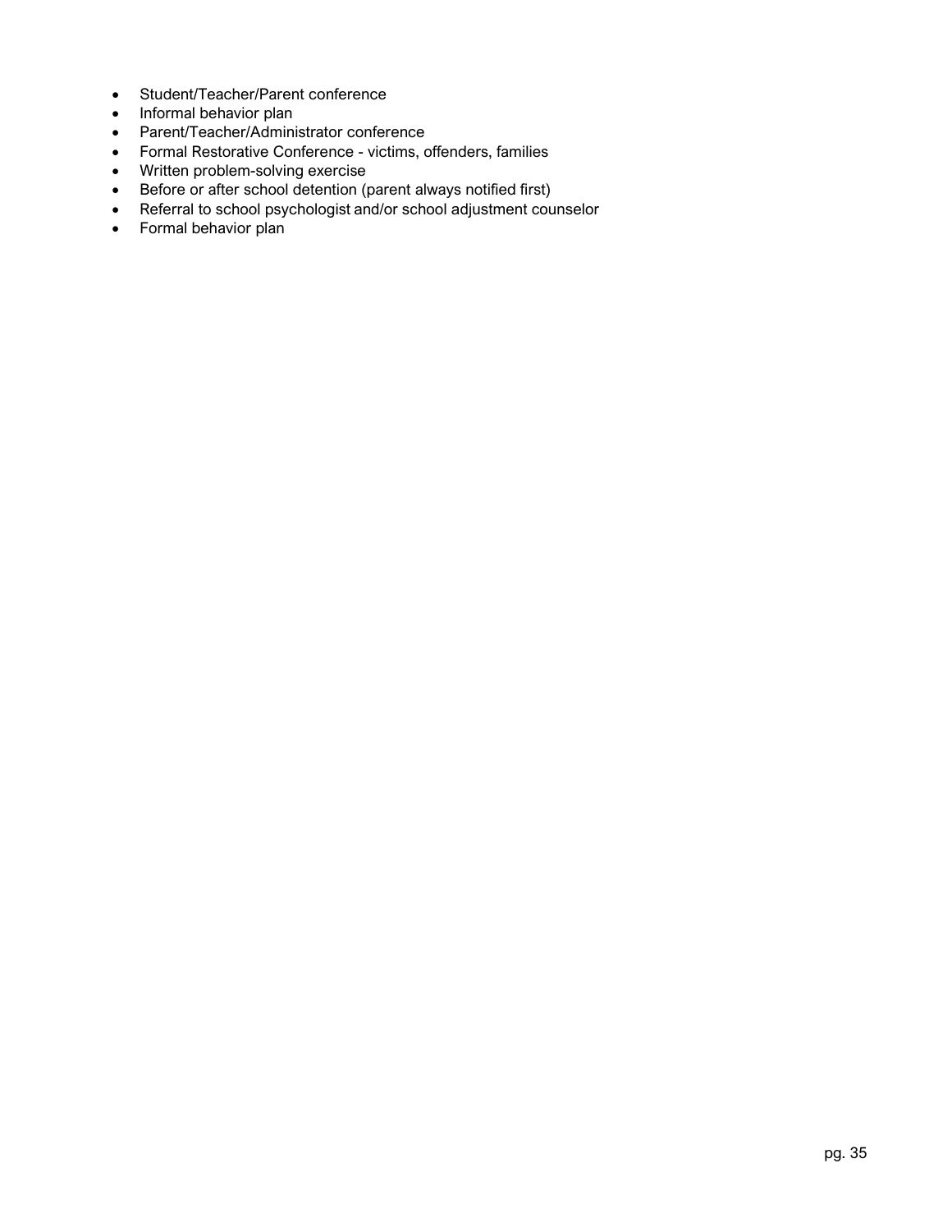- Student/Teacher/Parent conference
- Informal behavior plan
- Parent/Teacher/Administrator conference
- Formal Restorative Conference - victims, offenders, families
- Written problem-solving exercise
- Before or after school detention (parent always notified first)
- Referral to school psychologist and/or school adjustment counselor
- Formal behavior plan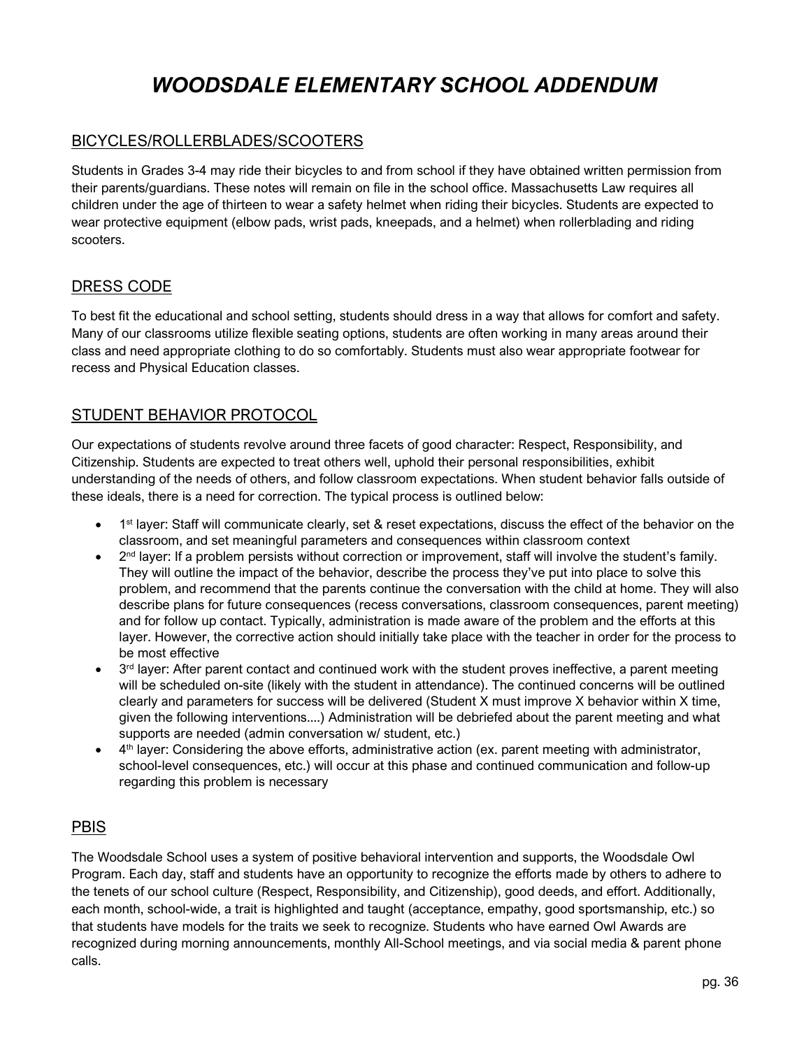# *WOODSDALE ELEMENTARY SCHOOL ADDENDUM*

## BICYCLES/ROLLERBLADES/SCOOTERS

Students in Grades 3-4 may ride their bicycles to and from school if they have obtained written permission from their parents/guardians. These notes will remain on file in the school office. Massachusetts Law requires all children under the age of thirteen to wear a safety helmet when riding their bicycles. Students are expected to wear protective equipment (elbow pads, wrist pads, kneepads, and a helmet) when rollerblading and riding scooters.

## DRESS CODE

To best fit the educational and school setting, students should dress in a way that allows for comfort and safety. Many of our classrooms utilize flexible seating options, students are often working in many areas around their class and need appropriate clothing to do so comfortably. Students must also wear appropriate footwear for recess and Physical Education classes.

## STUDENT BEHAVIOR PROTOCOL

Our expectations of students revolve around three facets of good character: Respect, Responsibility, and Citizenship. Students are expected to treat others well, uphold their personal responsibilities, exhibit understanding of the needs of others, and follow classroom expectations. When student behavior falls outside of these ideals, there is a need for correction. The typical process is outlined below:

- 1st layer: Staff will communicate clearly, set & reset expectations, discuss the effect of the behavior on the classroom, and set meaningful parameters and consequences within classroom context
- 2nd layer: If a problem persists without correction or improvement, staff will involve the student's family. They will outline the impact of the behavior, describe the process they've put into place to solve this problem, and recommend that the parents continue the conversation with the child at home. They will also describe plans for future consequences (recess conversations, classroom consequences, parent meeting) and for follow up contact. Typically, administration is made aware of the problem and the efforts at this layer. However, the corrective action should initially take place with the teacher in order for the process to be most effective
- 3rd layer: After parent contact and continued work with the student proves ineffective, a parent meeting will be scheduled on-site (likely with the student in attendance). The continued concerns will be outlined clearly and parameters for success will be delivered (Student X must improve X behavior within X time, given the following interventions....) Administration will be debriefed about the parent meeting and what supports are needed (admin conversation w/ student, etc.)
- 4th layer: Considering the above efforts, administrative action (ex. parent meeting with administrator, school-level consequences, etc.) will occur at this phase and continued communication and follow-up regarding this problem is necessary

## PBIS

The Woodsdale School uses a system of positive behavioral intervention and supports, the Woodsdale Owl Program. Each day, staff and students have an opportunity to recognize the efforts made by others to adhere to the tenets of our school culture (Respect, Responsibility, and Citizenship), good deeds, and effort. Additionally, each month, school-wide, a trait is highlighted and taught (acceptance, empathy, good sportsmanship, etc.) so that students have models for the traits we seek to recognize. Students who have earned Owl Awards are recognized during morning announcements, monthly All-School meetings, and via social media & parent phone calls.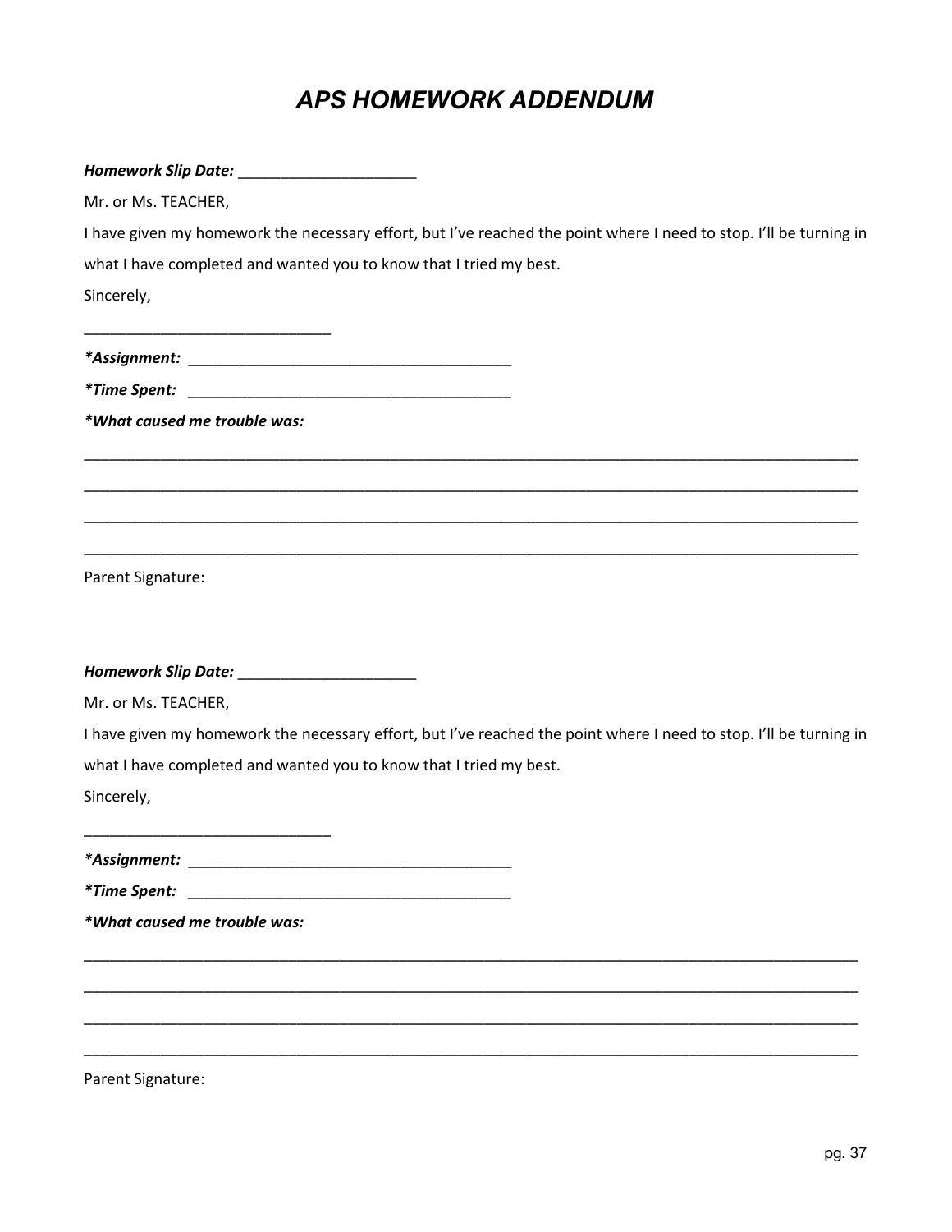# *APS HOMEWORK ADDENDUM*

***Homework Slip Date:*** ____________________

Mr. or Ms. TEACHER,

I have given my homework the necessary effort, but I've reached the point where I need to stop. I'll be turning in what I have completed and wanted you to know that I tried my best.

Sincerely,

____________________________

***Assignment:*** ____________________________________

***Time Spent:*** ____________________________________

***What caused me trouble was:***

________________________________________________________________________________________

________________________________________________________________________________________

________________________________________________________________________________________

________________________________________________________________________________________

Parent Signature:

***Homework Slip Date:*** ____________________

Mr. or Ms. TEACHER,

I have given my homework the necessary effort, but I've reached the point where I need to stop. I'll be turning in what I have completed and wanted you to know that I tried my best.

Sincerely,

____________________________

***Assignment:*** ____________________________________

***Time Spent:*** ____________________________________

***What caused me trouble was:***

________________________________________________________________________________________

________________________________________________________________________________________

________________________________________________________________________________________

________________________________________________________________________________________

Parent Signature: